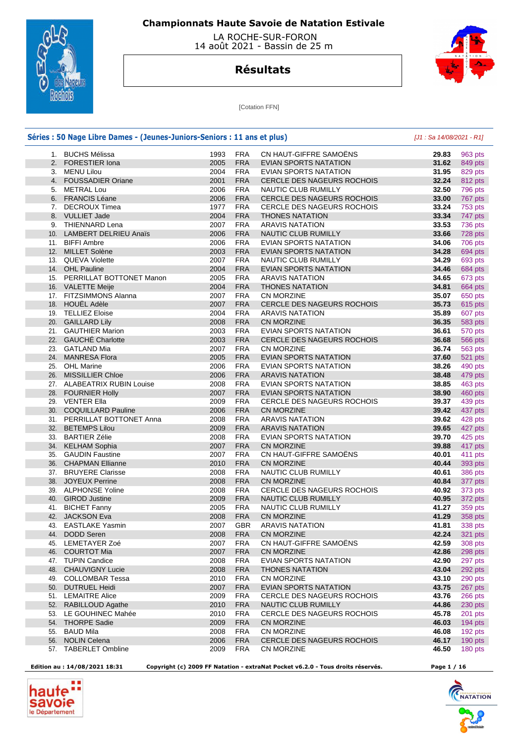# Championnats Haute Savoie de Natation Estivale

LA ROCHE-SUR-FORON
14 août 2021 - Bassin de 25 m

## Résultats

[Cotation FFN]

### Séries : 50 Nage Libre Dames - (Jeunes-Juniors-Seniors : 11 ans et plus)

*[J1 : Sa 14/08/2021 - R1]*

| Rang | Nom | Année | Nat. | Club | Temps | Points |
|---|---|---|---|---|---|---|
| 1. | BUCHS Mélissa | 1993 | FRA | CN HAUT-GIFFRE SAMOËNS | **29.83** | 963 pts |
| 2. | FORESTIER Iona | 2005 | FRA | EVIAN SPORTS NATATION | **31.62** | 849 pts |
| 3. | MENU Lilou | 2004 | FRA | EVIAN SPORTS NATATION | **31.95** | 829 pts |
| 4. | FOUSSADIER Oriane | 2001 | FRA | CERCLE DES NAGEURS ROCHOIS | **32.24** | 812 pts |
| 5. | METRAL Lou | 2006 | FRA | NAUTIC CLUB RUMILLY | **32.50** | 796 pts |
| 6. | FRANCIS Léane | 2006 | FRA | CERCLE DES NAGEURS ROCHOIS | **33.00** | 767 pts |
| 7. | DECROUX Timea | 1977 | FRA | CERCLE DES NAGEURS ROCHOIS | **33.24** | 753 pts |
| 8. | VULLIET Jade | 2004 | FRA | THONES NATATION | **33.34** | 747 pts |
| 9. | THIENNARD Lena | 2007 | FRA | ARAVIS NATATION | **33.53** | 736 pts |
| 10. | LAMBERT DELRIEU Anaïs | 2006 | FRA | NAUTIC CLUB RUMILLY | **33.66** | 728 pts |
| 11. | BIFFI Ambre | 2006 | FRA | EVIAN SPORTS NATATION | **34.06** | 706 pts |
| 12. | MILLET Solène | 2003 | FRA | EVIAN SPORTS NATATION | **34.28** | 694 pts |
| 13. | QUEVA Violette | 2007 | FRA | NAUTIC CLUB RUMILLY | **34.29** | 693 pts |
| 14. | OHL Pauline | 2004 | FRA | EVIAN SPORTS NATATION | **34.46** | 684 pts |
| 15. | PERRILLAT BOTTONET Manon | 2005 | FRA | ARAVIS NATATION | **34.65** | 673 pts |
| 16. | VALETTE Meije | 2004 | FRA | THONES NATATION | **34.81** | 664 pts |
| 17. | FITZSIMMONS Alanna | 2007 | FRA | CN MORZINE | **35.07** | 650 pts |
| 18. | HOUËL Adèle | 2007 | FRA | CERCLE DES NAGEURS ROCHOIS | **35.73** | 615 pts |
| 19. | TELLIEZ Eloise | 2004 | FRA | ARAVIS NATATION | **35.89** | 607 pts |
| 20. | GAILLARD Lily | 2008 | FRA | CN MORZINE | **36.35** | 583 pts |
| 21. | GAUTHIER Marion | 2003 | FRA | EVIAN SPORTS NATATION | **36.61** | 570 pts |
| 22. | GAUCHÉ Charlotte | 2003 | FRA | CERCLE DES NAGEURS ROCHOIS | **36.68** | 566 pts |
| 23. | GATLAND Mia | 2007 | FRA | CN MORZINE | **36.74** | 563 pts |
| 24. | MANRESA Flora | 2005 | FRA | EVIAN SPORTS NATATION | **37.60** | 521 pts |
| 25. | OHL Marine | 2006 | FRA | EVIAN SPORTS NATATION | **38.26** | 490 pts |
| 26. | MISSILLIER Chloe | 2006 | FRA | ARAVIS NATATION | **38.48** | 479 pts |
| 27. | ALABEATRIX RUBIN Louise | 2008 | FRA | EVIAN SPORTS NATATION | **38.85** | 463 pts |
| 28. | FOURNIER Holly | 2007 | FRA | EVIAN SPORTS NATATION | **38.90** | 460 pts |
| 29. | VENTER Ella | 2009 | FRA | CERCLE DES NAGEURS ROCHOIS | **39.37** | 439 pts |
| 30. | COQUILLARD Pauline | 2006 | FRA | CN MORZINE | **39.42** | 437 pts |
| 31. | PERRILLAT BOTTONET Anna | 2008 | FRA | ARAVIS NATATION | **39.62** | 428 pts |
| 32. | BETEMPS Lilou | 2009 | FRA | ARAVIS NATATION | **39.65** | 427 pts |
| 33. | BARTIER Zélie | 2008 | FRA | EVIAN SPORTS NATATION | **39.70** | 425 pts |
| 34. | KELHAM Sophia | 2007 | FRA | CN MORZINE | **39.88** | 417 pts |
| 35. | GAUDIN Faustine | 2007 | FRA | CN HAUT-GIFFRE SAMOËNS | **40.01** | 411 pts |
| 36. | CHAPMAN Ellianne | 2010 | FRA | CN MORZINE | **40.44** | 393 pts |
| 37. | BRUYERE Clarisse | 2008 | FRA | NAUTIC CLUB RUMILLY | **40.61** | 386 pts |
| 38. | JOYEUX Perrine | 2008 | FRA | CN MORZINE | **40.84** | 377 pts |
| 39. | ALPHONSE Yoline | 2008 | FRA | CERCLE DES NAGEURS ROCHOIS | **40.92** | 373 pts |
| 40. | GIROD Justine | 2009 | FRA | NAUTIC CLUB RUMILLY | **40.95** | 372 pts |
| 41. | BICHET Fanny | 2005 | FRA | NAUTIC CLUB RUMILLY | **41.27** | 359 pts |
| 42. | JACKSON Eva | 2008 | FRA | CN MORZINE | **41.29** | 358 pts |
| 43. | EASTLAKE Yasmin | 2007 | GBR | ARAVIS NATATION | **41.81** | 338 pts |
| 44. | DODD Seren | 2008 | FRA | CN MORZINE | **42.24** | 321 pts |
| 45. | LEMETAYER Zoé | 2007 | FRA | CN HAUT-GIFFRE SAMOËNS | **42.59** | 308 pts |
| 46. | COURTOT Mia | 2007 | FRA | CN MORZINE | **42.86** | 298 pts |
| 47. | TUPIN Candice | 2008 | FRA | EVIAN SPORTS NATATION | **42.90** | 297 pts |
| 48. | CHAUVIGNY Lucie | 2008 | FRA | THONES NATATION | **43.04** | 292 pts |
| 49. | COLLOMBAR Tessa | 2010 | FRA | CN MORZINE | **43.10** | 290 pts |
| 50. | DUTRUEL Heidi | 2007 | FRA | EVIAN SPORTS NATATION | **43.75** | 267 pts |
| 51. | LEMAITRE Alice | 2009 | FRA | CERCLE DES NAGEURS ROCHOIS | **43.76** | 266 pts |
| 52. | RABILLOUD Agathe | 2010 | FRA | NAUTIC CLUB RUMILLY | **44.86** | 230 pts |
| 53. | LE GOUHINEC Mahée | 2010 | FRA | CERCLE DES NAGEURS ROCHOIS | **45.78** | 201 pts |
| 54. | THORPE Sadie | 2009 | FRA | CN MORZINE | **46.03** | 194 pts |
| 55. | BAUD Mila | 2008 | FRA | CN MORZINE | **46.08** | 192 pts |
| 56. | NOLIN Celena | 2006 | FRA | CERCLE DES NAGEURS ROCHOIS | **46.17** | 190 pts |
| 57. | TABERLET Ombline | 2009 | FRA | CN MORZINE | **46.50** | 180 pts |

**Edition au : 14/08/2021 18:31** **Copyright (c) 2009 FF Natation - extraNat Pocket v6.2.0 - Tous droits réservés.**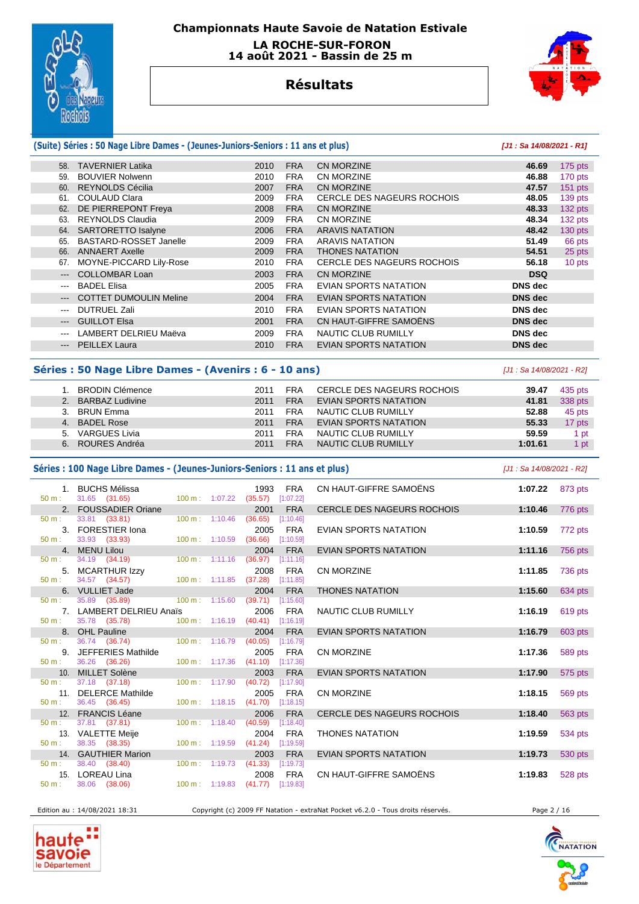# Championnats Haute Savoie de Natation Estivale

**LA ROCHE-SUR-FORON**
**14 août 2021 - Bassin de 25 m**

## Résultats

### (Suite) Séries : 50 Nage Libre Dames - (Jeunes-Juniors-Seniors : 11 ans et plus)

*[J1 : Sa 14/08/2021 - R1]*

| Rang | Nom | Année | Nat. | Club | Temps | Points |
|---|---|---|---|---|---|---|
| 58. | TAVERNIER Latika | 2010 | FRA | CN MORZINE | **46.69** | 175 pts |
| 59. | BOUVIER Nolwenn | 2010 | FRA | CN MORZINE | **46.88** | 170 pts |
| 60. | REYNOLDS Cécilia | 2007 | FRA | CN MORZINE | **47.57** | 151 pts |
| 61. | COULAUD Clara | 2009 | FRA | CERCLE DES NAGEURS ROCHOIS | **48.05** | 139 pts |
| 62. | DE PIERREPONT Freya | 2008 | FRA | CN MORZINE | **48.33** | 132 pts |
| 63. | REYNOLDS Claudia | 2009 | FRA | CN MORZINE | **48.34** | 132 pts |
| 64. | SARTORETTO Isalyne | 2006 | FRA | ARAVIS NATATION | **48.42** | 130 pts |
| 65. | BASTARD-ROSSET Janelle | 2009 | FRA | ARAVIS NATATION | **51.49** | 66 pts |
| 66. | ANNAERT Axelle | 2009 | FRA | THONES NATATION | **54.51** | 25 pts |
| 67. | MOYNE-PICCARD Lily-Rose | 2010 | FRA | CERCLE DES NAGEURS ROCHOIS | **56.18** | 10 pts |
| --- | COLLOMBAR Loan | 2003 | FRA | CN MORZINE | **DSQ** | |
| --- | BADEL Elisa | 2005 | FRA | EVIAN SPORTS NATATION | **DNS dec** | |
| --- | COTTET DUMOULIN Meline | 2004 | FRA | EVIAN SPORTS NATATION | **DNS dec** | |
| --- | DUTRUEL Zali | 2010 | FRA | EVIAN SPORTS NATATION | **DNS dec** | |
| --- | GUILLOT Elsa | 2001 | FRA | CN HAUT-GIFFRE SAMOËNS | **DNS dec** | |
| --- | LAMBERT DELRIEU Maëva | 2009 | FRA | NAUTIC CLUB RUMILLY | **DNS dec** | |
| --- | PEILLEX Laura | 2010 | FRA | EVIAN SPORTS NATATION | **DNS dec** | |

### Séries : 50 Nage Libre Dames - (Avenirs : 6 - 10 ans)

*[J1 : Sa 14/08/2021 - R2]*

| Rang | Nom | Année | Nat. | Club | Temps | Points |
|---|---|---|---|---|---|---|
| 1. | BRODIN Clémence | 2011 | FRA | CERCLE DES NAGEURS ROCHOIS | **39.47** | 435 pts |
| 2. | BARBAZ Ludivine | 2011 | FRA | EVIAN SPORTS NATATION | **41.81** | 338 pts |
| 3. | BRUN Emma | 2011 | FRA | NAUTIC CLUB RUMILLY | **52.88** | 45 pts |
| 4. | BADEL Rose | 2011 | FRA | EVIAN SPORTS NATATION | **55.33** | 17 pts |
| 5. | VARGUES Livia | 2011 | FRA | NAUTIC CLUB RUMILLY | **59.59** | 1 pt |
| 6. | ROURES Andréa | 2011 | FRA | NAUTIC CLUB RUMILLY | **1:01.61** | 1 pt |

### Séries : 100 Nage Libre Dames - (Jeunes-Juniors-Seniors : 11 ans et plus)

*[J1 : Sa 14/08/2021 - R2]*

| Rang | Nom | Année | Nat. | Club | Temps | Points | 50 m | 100 m |
|---|---|---|---|---|---|---|---|---|
| 1. | BUCHS Mélissa | 1993 | FRA | CN HAUT-GIFFRE SAMOËNS | **1:07.22** | 873 pts | 31.65 (31.65) | 1:07.22 (35.57) [1:07.22] |
| 2. | FOUSSADIER Oriane | 2001 | FRA | CERCLE DES NAGEURS ROCHOIS | **1:10.46** | 776 pts | 33.81 (33.81) | 1:10.46 (36.65) [1:10.46] |
| 3. | FORESTIER Iona | 2005 | FRA | EVIAN SPORTS NATATION | **1:10.59** | 772 pts | 33.93 (33.93) | 1:10.59 (36.66) [1:10.59] |
| 4. | MENU Lilou | 2004 | FRA | EVIAN SPORTS NATATION | **1:11.16** | 756 pts | 34.19 (34.19) | 1:11.16 (36.97) [1:11.16] |
| 5. | MCARTHUR Izzy | 2008 | FRA | CN MORZINE | **1:11.85** | 736 pts | 34.57 (34.57) | 1:11.85 (37.28) [1:11.85] |
| 6. | VULLIET Jade | 2004 | FRA | THONES NATATION | **1:15.60** | 634 pts | 35.89 (35.89) | 1:15.60 (39.71) [1:15.60] |
| 7. | LAMBERT DELRIEU Anaïs | 2006 | FRA | NAUTIC CLUB RUMILLY | **1:16.19** | 619 pts | 35.78 (35.78) | 1:16.19 (40.41) [1:16.19] |
| 8. | OHL Pauline | 2004 | FRA | EVIAN SPORTS NATATION | **1:16.79** | 603 pts | 36.74 (36.74) | 1:16.79 (40.05) [1:16.79] |
| 9. | JEFFERIES Mathilde | 2005 | FRA | CN MORZINE | **1:17.36** | 589 pts | 36.26 (36.26) | 1:17.36 (41.10) [1:17.36] |
| 10. | MILLET Solène | 2003 | FRA | EVIAN SPORTS NATATION | **1:17.90** | 575 pts | 37.18 (37.18) | 1:17.90 (40.72) [1:17.90] |
| 11. | DELERCE Mathilde | 2005 | FRA | CN MORZINE | **1:18.15** | 569 pts | 36.45 (36.45) | 1:18.15 (41.70) [1:18.15] |
| 12. | FRANCIS Léane | 2006 | FRA | CERCLE DES NAGEURS ROCHOIS | **1:18.40** | 563 pts | 37.81 (37.81) | 1:18.40 (40.59) [1:18.40] |
| 13. | VALETTE Meije | 2004 | FRA | THONES NATATION | **1:19.59** | 534 pts | 38.35 (38.35) | 1:19.59 (41.24) [1:19.59] |
| 14. | GAUTHIER Marion | 2003 | FRA | EVIAN SPORTS NATATION | **1:19.73** | 530 pts | 38.40 (38.40) | 1:19.73 (41.33) [1:19.73] |
| 15. | LOREAU Lina | 2008 | FRA | CN HAUT-GIFFRE SAMOËNS | **1:19.83** | 528 pts | 38.06 (38.06) | 1:19.83 (41.77) [1:19.83] |

Edition au : 14/08/2021 18:31

Copyright (c) 2009 FF Natation - extraNat Pocket v6.2.0 - Tous droits réservés.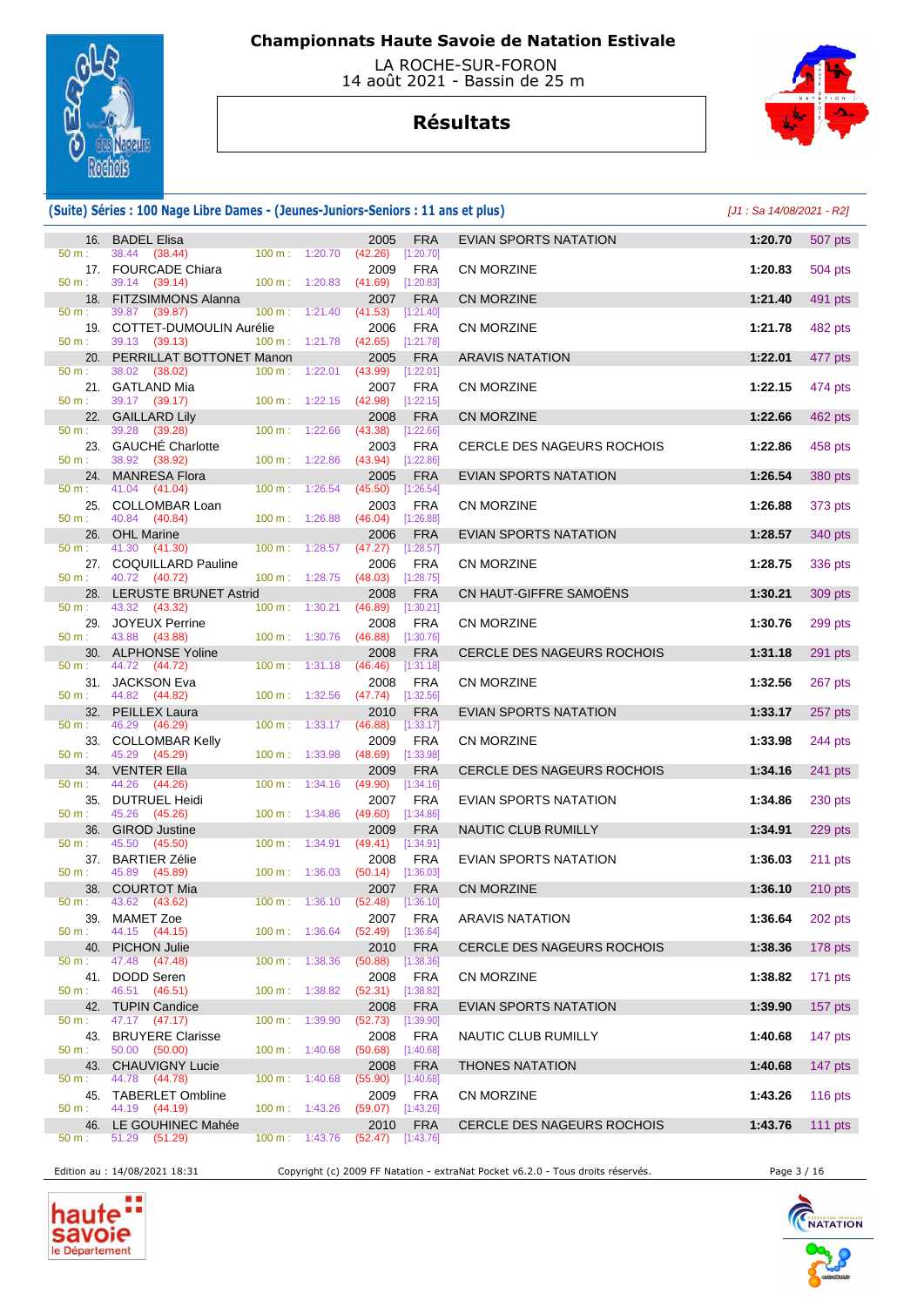# Championnats Haute Savoie de Natation Estivale

LA ROCHE-SUR-FORON
14 août 2021 - Bassin de 25 m

## Résultats

### (Suite) Séries : 100 Nage Libre Dames - (Jeunes-Juniors-Seniors : 11 ans et plus)

*[J1 : Sa 14/08/2021 - R2]*

| Rang | Nom | Année | Nat. | Club | Temps | Points |
|---|---|---|---|---|---|---|
| 16. | BADEL Elisa | 2005 | FRA | EVIAN SPORTS NATATION | 1:20.70 | 507 pts |
| | 50 m : 38.44 (38.44) 100 m : 1:20.70 (42.26) [1:20.70] | | | | | |
| 17. | FOURCADE Chiara | 2009 | FRA | CN MORZINE | 1:20.83 | 504 pts |
| | 50 m : 39.14 (39.14) 100 m : 1:20.83 (41.69) [1:20.83] | | | | | |
| 18. | FITZSIMMONS Alanna | 2007 | FRA | CN MORZINE | 1:21.40 | 491 pts |
| | 50 m : 39.87 (39.87) 100 m : 1:21.40 (41.53) [1:21.40] | | | | | |
| 19. | COTTET-DUMOULIN Aurélie | 2006 | FRA | CN MORZINE | 1:21.78 | 482 pts |
| | 50 m : 39.13 (39.13) 100 m : 1:21.78 (42.65) [1:21.78] | | | | | |
| 20. | PERRILLAT BOTTONET Manon | 2005 | FRA | ARAVIS NATATION | 1:22.01 | 477 pts |
| | 50 m : 38.02 (38.02) 100 m : 1:22.01 (43.99) [1:22.01] | | | | | |
| 21. | GATLAND Mia | 2007 | FRA | CN MORZINE | 1:22.15 | 474 pts |
| | 50 m : 39.17 (39.17) 100 m : 1:22.15 (42.98) [1:22.15] | | | | | |
| 22. | GAILLARD Lily | 2008 | FRA | CN MORZINE | 1:22.66 | 462 pts |
| | 50 m : 39.28 (39.28) 100 m : 1:22.66 (43.38) [1:22.66] | | | | | |
| 23. | GAUCHÉ Charlotte | 2003 | FRA | CERCLE DES NAGEURS ROCHOIS | 1:22.86 | 458 pts |
| | 50 m : 38.92 (38.92) 100 m : 1:22.86 (43.94) [1:22.86] | | | | | |
| 24. | MANRESA Flora | 2005 | FRA | EVIAN SPORTS NATATION | 1:26.54 | 380 pts |
| | 50 m : 41.04 (41.04) 100 m : 1:26.54 (45.50) [1:26.54] | | | | | |
| 25. | COLLOMBAR Loan | 2003 | FRA | CN MORZINE | 1:26.88 | 373 pts |
| | 50 m : 40.84 (40.84) 100 m : 1:26.88 (46.04) [1:26.88] | | | | | |
| 26. | OHL Marine | 2006 | FRA | EVIAN SPORTS NATATION | 1:28.57 | 340 pts |
| | 50 m : 41.30 (41.30) 100 m : 1:28.57 (47.27) [1:28.57] | | | | | |
| 27. | COQUILLARD Pauline | 2006 | FRA | CN MORZINE | 1:28.75 | 336 pts |
| | 50 m : 40.72 (40.72) 100 m : 1:28.75 (48.03) [1:28.75] | | | | | |
| 28. | LERUSTE BRUNET Astrid | 2008 | FRA | CN HAUT-GIFFRE SAMOËNS | 1:30.21 | 309 pts |
| | 50 m : 43.32 (43.32) 100 m : 1:30.21 (46.89) [1:30.21] | | | | | |
| 29. | JOYEUX Perrine | 2008 | FRA | CN MORZINE | 1:30.76 | 299 pts |
| | 50 m : 43.88 (43.88) 100 m : 1:30.76 (46.88) [1:30.76] | | | | | |
| 30. | ALPHONSE Yoline | 2008 | FRA | CERCLE DES NAGEURS ROCHOIS | 1:31.18 | 291 pts |
| | 50 m : 44.72 (44.72) 100 m : 1:31.18 (46.46) [1:31.18] | | | | | |
| 31. | JACKSON Eva | 2008 | FRA | CN MORZINE | 1:32.56 | 267 pts |
| | 50 m : 44.82 (44.82) 100 m : 1:32.56 (47.74) [1:32.56] | | | | | |
| 32. | PEILLEX Laura | 2010 | FRA | EVIAN SPORTS NATATION | 1:33.17 | 257 pts |
| | 50 m : 46.29 (46.29) 100 m : 1:33.17 (46.88) [1:33.17] | | | | | |
| 33. | COLLOMBAR Kelly | 2009 | FRA | CN MORZINE | 1:33.98 | 244 pts |
| | 50 m : 45.29 (45.29) 100 m : 1:33.98 (48.69) [1:33.98] | | | | | |
| 34. | VENTER Ella | 2009 | FRA | CERCLE DES NAGEURS ROCHOIS | 1:34.16 | 241 pts |
| | 50 m : 44.26 (44.26) 100 m : 1:34.16 (49.90) [1:34.16] | | | | | |
| 35. | DUTRUEL Heidi | 2007 | FRA | EVIAN SPORTS NATATION | 1:34.86 | 230 pts |
| | 50 m : 45.26 (45.26) 100 m : 1:34.86 (49.60) [1:34.86] | | | | | |
| 36. | GIROD Justine | 2009 | FRA | NAUTIC CLUB RUMILLY | 1:34.91 | 229 pts |
| | 50 m : 45.50 (45.50) 100 m : 1:34.91 (49.41) [1:34.91] | | | | | |
| 37. | BARTIER Zélie | 2008 | FRA | EVIAN SPORTS NATATION | 1:36.03 | 211 pts |
| | 50 m : 45.89 (45.89) 100 m : 1:36.03 (50.14) [1:36.03] | | | | | |
| 38. | COURTOT Mia | 2007 | FRA | CN MORZINE | 1:36.10 | 210 pts |
| | 50 m : 43.62 (43.62) 100 m : 1:36.10 (52.48) [1:36.10] | | | | | |
| 39. | MAMET Zoe | 2007 | FRA | ARAVIS NATATION | 1:36.64 | 202 pts |
| | 50 m : 44.15 (44.15) 100 m : 1:36.64 (52.49) [1:36.64] | | | | | |
| 40. | PICHON Julie | 2010 | FRA | CERCLE DES NAGEURS ROCHOIS | 1:38.36 | 178 pts |
| | 50 m : 47.48 (47.48) 100 m : 1:38.36 (50.88) [1:38.36] | | | | | |
| 41. | DODD Seren | 2008 | FRA | CN MORZINE | 1:38.82 | 171 pts |
| | 50 m : 46.51 (46.51) 100 m : 1:38.82 (52.31) [1:38.82] | | | | | |
| 42. | TUPIN Candice | 2008 | FRA | EVIAN SPORTS NATATION | 1:39.90 | 157 pts |
| | 50 m : 47.17 (47.17) 100 m : 1:39.90 (52.73) [1:39.90] | | | | | |
| 43. | BRUYERE Clarisse | 2008 | FRA | NAUTIC CLUB RUMILLY | 1:40.68 | 147 pts |
| | 50 m : 50.00 (50.00) 100 m : 1:40.68 (50.68) [1:40.68] | | | | | |
| 43. | CHAUVIGNY Lucie | 2008 | FRA | THONES NATATION | 1:40.68 | 147 pts |
| | 50 m : 44.78 (44.78) 100 m : 1:40.68 (55.90) [1:40.68] | | | | | |
| 45. | TABERLET Ombline | 2009 | FRA | CN MORZINE | 1:43.26 | 116 pts |
| | 50 m : 44.19 (44.19) 100 m : 1:43.26 (59.07) [1:43.26] | | | | | |
| 46. | LE GOUHINEC Mahée | 2010 | FRA | CERCLE DES NAGEURS ROCHOIS | 1:43.76 | 111 pts |
| | 50 m : 51.29 (51.29) 100 m : 1:43.76 (52.47) [1:43.76] | | | | | |

Edition au : 14/08/2021 18:31 — Copyright (c) 2009 FF Natation - extraNat Pocket v6.2.0 - Tous droits réservés.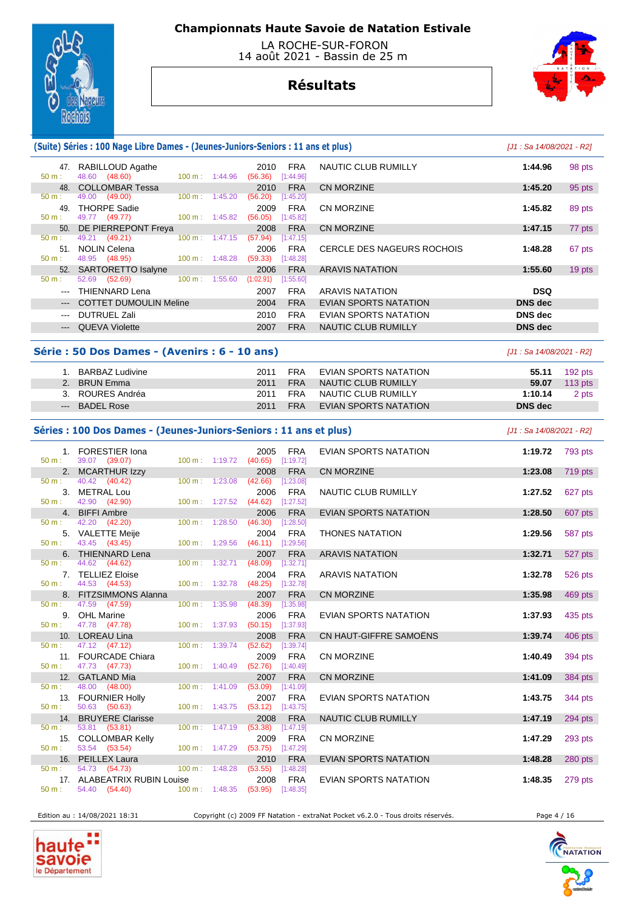# Championnats Haute Savoie de Natation Estivale

LA ROCHE-SUR-FORON
14 août 2021 - Bassin de 25 m

## Résultats

### (Suite) Séries : 100 Nage Libre Dames - (Jeunes-Juniors-Seniors : 11 ans et plus)

*[J1 : Sa 14/08/2021 - R2]*

| Rang | Nom | Année | Nat. | Club | Temps | Points |
|---|---|---|---|---|---|---|
| 47. | RABILLOUD Agathe | 2010 | FRA | NAUTIC CLUB RUMILLY | 1:44.96 | 98 pts |
| | 50 m : 48.60 (48.60) 100 m : 1:44.96 (56.36) [1:44.96] | | | | | |
| 48. | COLLOMBAR Tessa | 2010 | FRA | CN MORZINE | 1:45.20 | 95 pts |
| | 50 m : 49.00 (49.00) 100 m : 1:45.20 (56.20) [1:45.20] | | | | | |
| 49. | THORPE Sadie | 2009 | FRA | CN MORZINE | 1:45.82 | 89 pts |
| | 50 m : 49.77 (49.77) 100 m : 1:45.82 (56.05) [1:45.82] | | | | | |
| 50. | DE PIERREPONT Freya | 2008 | FRA | CN MORZINE | 1:47.15 | 77 pts |
| | 50 m : 49.21 (49.21) 100 m : 1:47.15 (57.94) [1:47.15] | | | | | |
| 51. | NOLIN Celena | 2006 | FRA | CERCLE DES NAGEURS ROCHOIS | 1:48.28 | 67 pts |
| | 50 m : 48.95 (48.95) 100 m : 1:48.28 (59.33) [1:48.28] | | | | | |
| 52. | SARTORETTO Isalyne | 2006 | FRA | ARAVIS NATATION | 1:55.60 | 19 pts |
| | 50 m : 52.69 (52.69) 100 m : 1:55.60 (1:02.91) [1:55.60] | | | | | |
| --- | THIENNARD Lena | 2007 | FRA | ARAVIS NATATION | DSQ | |
| --- | COTTET DUMOULIN Meline | 2004 | FRA | EVIAN SPORTS NATATION | DNS dec | |
| --- | DUTRUEL Zali | 2010 | FRA | EVIAN SPORTS NATATION | DNS dec | |
| --- | QUEVA Violette | 2007 | FRA | NAUTIC CLUB RUMILLY | DNS dec | |

### Série : 50 Dos Dames - (Avenirs : 6 - 10 ans)

*[J1 : Sa 14/08/2021 - R2]*

| Rang | Nom | Année | Nat. | Club | Temps | Points |
|---|---|---|---|---|---|---|
| 1. | BARBAZ Ludivine | 2011 | FRA | EVIAN SPORTS NATATION | 55.11 | 192 pts |
| 2. | BRUN Emma | 2011 | FRA | NAUTIC CLUB RUMILLY | 59.07 | 113 pts |
| 3. | ROURES Andréa | 2011 | FRA | NAUTIC CLUB RUMILLY | 1:10.14 | 2 pts |
| --- | BADEL Rose | 2011 | FRA | EVIAN SPORTS NATATION | DNS dec | |

### Séries : 100 Dos Dames - (Jeunes-Juniors-Seniors : 11 ans et plus)

*[J1 : Sa 14/08/2021 - R2]*

| Rang | Nom | Année | Nat. | Club | Temps | Points |
|---|---|---|---|---|---|---|
| 1. | FORESTIER Iona | 2005 | FRA | EVIAN SPORTS NATATION | 1:19.72 | 793 pts |
| | 50 m : 39.07 (39.07) 100 m : 1:19.72 (40.65) [1:19.72] | | | | | |
| 2. | MCARTHUR Izzy | 2008 | FRA | CN MORZINE | 1:23.08 | 719 pts |
| | 50 m : 40.42 (40.42) 100 m : 1:23.08 (42.66) [1:23.08] | | | | | |
| 3. | METRAL Lou | 2006 | FRA | NAUTIC CLUB RUMILLY | 1:27.52 | 627 pts |
| | 50 m : 42.90 (42.90) 100 m : 1:27.52 (44.62) [1:27.52] | | | | | |
| 4. | BIFFI Ambre | 2006 | FRA | EVIAN SPORTS NATATION | 1:28.50 | 607 pts |
| | 50 m : 42.20 (42.20) 100 m : 1:28.50 (46.30) [1:28.50] | | | | | |
| 5. | VALETTE Meije | 2004 | FRA | THONES NATATION | 1:29.56 | 587 pts |
| | 50 m : 43.45 (43.45) 100 m : 1:29.56 (46.11) [1:29.56] | | | | | |
| 6. | THIENNARD Lena | 2007 | FRA | ARAVIS NATATION | 1:32.71 | 527 pts |
| | 50 m : 44.62 (44.62) 100 m : 1:32.71 (48.09) [1:32.71] | | | | | |
| 7. | TELLIEZ Eloise | 2004 | FRA | ARAVIS NATATION | 1:32.78 | 526 pts |
| | 50 m : 44.53 (44.53) 100 m : 1:32.78 (48.25) [1:32.78] | | | | | |
| 8. | FITZSIMMONS Alanna | 2007 | FRA | CN MORZINE | 1:35.98 | 469 pts |
| | 50 m : 47.59 (47.59) 100 m : 1:35.98 (48.39) [1:35.98] | | | | | |
| 9. | OHL Marine | 2006 | FRA | EVIAN SPORTS NATATION | 1:37.93 | 435 pts |
| | 50 m : 47.78 (47.78) 100 m : 1:37.93 (50.15) [1:37.93] | | | | | |
| 10. | LOREAU Lina | 2008 | FRA | CN HAUT-GIFFRE SAMOËNS | 1:39.74 | 406 pts |
| | 50 m : 47.12 (47.12) 100 m : 1:39.74 (52.62) [1:39.74] | | | | | |
| 11. | FOURCADE Chiara | 2009 | FRA | CN MORZINE | 1:40.49 | 394 pts |
| | 50 m : 47.73 (47.73) 100 m : 1:40.49 (52.76) [1:40.49] | | | | | |
| 12. | GATLAND Mia | 2007 | FRA | CN MORZINE | 1:41.09 | 384 pts |
| | 50 m : 48.00 (48.00) 100 m : 1:41.09 (53.09) [1:41.09] | | | | | |
| 13. | FOURNIER Holly | 2007 | FRA | EVIAN SPORTS NATATION | 1:43.75 | 344 pts |
| | 50 m : 50.63 (50.63) 100 m : 1:43.75 (53.12) [1:43.75] | | | | | |
| 14. | BRUYERE Clarisse | 2008 | FRA | NAUTIC CLUB RUMILLY | 1:47.19 | 294 pts |
| | 50 m : 53.81 (53.81) 100 m : 1:47.19 (53.38) [1:47.19] | | | | | |
| 15. | COLLOMBAR Kelly | 2009 | FRA | CN MORZINE | 1:47.29 | 293 pts |
| | 50 m : 53.54 (53.54) 100 m : 1:47.29 (53.75) [1:47.29] | | | | | |
| 16. | PEILLEX Laura | 2010 | FRA | EVIAN SPORTS NATATION | 1:48.28 | 280 pts |
| | 50 m : 54.73 (54.73) 100 m : 1:48.28 (53.55) [1:48.28] | | | | | |
| 17. | ALABEATRIX RUBIN Louise | 2008 | FRA | EVIAN SPORTS NATATION | 1:48.35 | 279 pts |
| | 50 m : 54.40 (54.40) 100 m : 1:48.35 (53.95) [1:48.35] | | | | | |

Edition au : 14/08/2021 18:31 — Copyright (c) 2009 FF Natation - extraNat Pocket v6.2.0 - Tous droits réservés.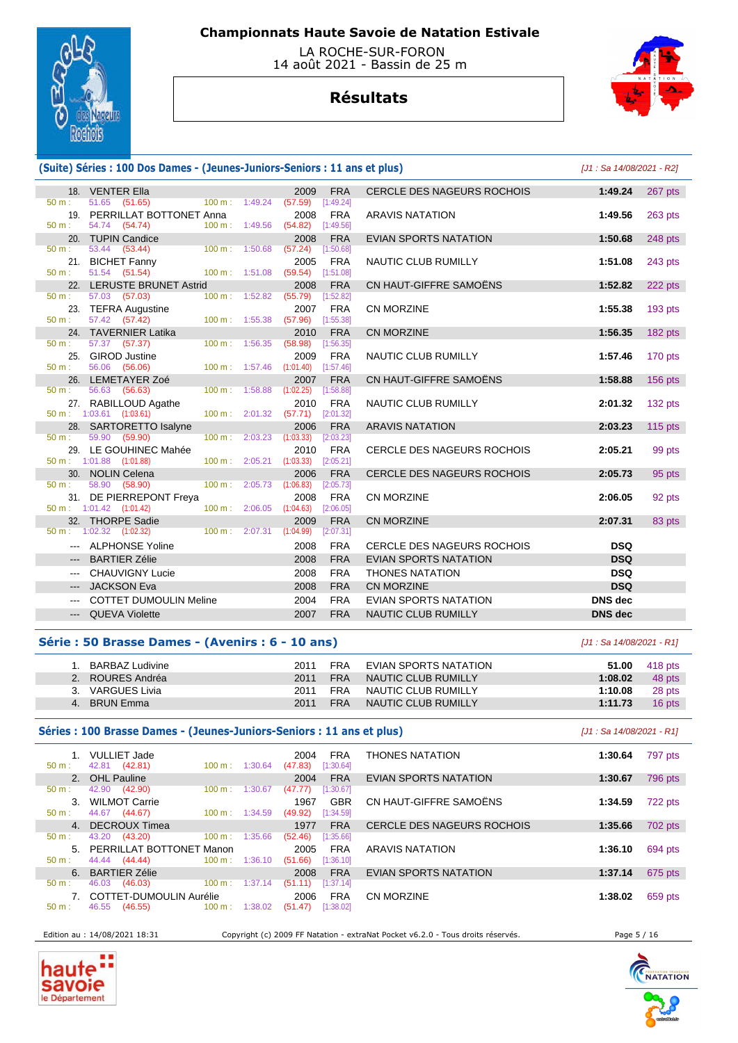# Championnats Haute Savoie de Natation Estivale

LA ROCHE-SUR-FORON
14 août 2021 - Bassin de 25 m

## Résultats

### (Suite) Séries : 100 Dos Dames - (Jeunes-Juniors-Seniors : 11 ans et plus)

[J1 : Sa 14/08/2021 - R2]

| Rang | Nom | Année | Nat. | Club | Temps | Points |
|---|---|---|---|---|---|---|
| 18. | VENTER Ella | 2009 | FRA | CERCLE DES NAGEURS ROCHOIS | 1:49.24 | 267 pts |
| | 50 m : 51.65 (51.65) — 100 m : 1:49.24 (57.59) [1:49.24] | | | | | |
| 19. | PERRILLAT BOTTONET Anna | 2008 | FRA | ARAVIS NATATION | 1:49.56 | 263 pts |
| | 50 m : 54.74 (54.74) — 100 m : 1:49.56 (54.82) [1:49.56] | | | | | |
| 20. | TUPIN Candice | 2008 | FRA | EVIAN SPORTS NATATION | 1:50.68 | 248 pts |
| | 50 m : 53.44 (53.44) — 100 m : 1:50.68 (57.24) [1:50.68] | | | | | |
| 21. | BICHET Fanny | 2005 | FRA | NAUTIC CLUB RUMILLY | 1:51.08 | 243 pts |
| | 50 m : 51.54 (51.54) — 100 m : 1:51.08 (59.54) [1:51.08] | | | | | |
| 22. | LERUSTE BRUNET Astrid | 2008 | FRA | CN HAUT-GIFFRE SAMOËNS | 1:52.82 | 222 pts |
| | 50 m : 57.03 (57.03) — 100 m : 1:52.82 (55.79) [1:52.82] | | | | | |
| 23. | TEFRA Augustine | 2007 | FRA | CN MORZINE | 1:55.38 | 193 pts |
| | 50 m : 57.42 (57.42) — 100 m : 1:55.38 (57.96) [1:55.38] | | | | | |
| 24. | TAVERNIER Latika | 2010 | FRA | CN MORZINE | 1:56.35 | 182 pts |
| | 50 m : 57.37 (57.37) — 100 m : 1:56.35 (58.98) [1:56.35] | | | | | |
| 25. | GIROD Justine | 2009 | FRA | NAUTIC CLUB RUMILLY | 1:57.46 | 170 pts |
| | 50 m : 56.06 (56.06) — 100 m : 1:57.46 (1:01.40) [1:57.46] | | | | | |
| 26. | LEMETAYER Zoé | 2007 | FRA | CN HAUT-GIFFRE SAMOËNS | 1:58.88 | 156 pts |
| | 50 m : 56.63 (56.63) — 100 m : 1:58.88 (1:02.25) [1:58.88] | | | | | |
| 27. | RABILLOUD Agathe | 2010 | FRA | NAUTIC CLUB RUMILLY | 2:01.32 | 132 pts |
| | 50 m : 1:03.61 (1:03.61) — 100 m : 2:01.32 (57.71) [2:01.32] | | | | | |
| 28. | SARTORETTO Isalyne | 2006 | FRA | ARAVIS NATATION | 2:03.23 | 115 pts |
| | 50 m : 59.90 (59.90) — 100 m : 2:03.23 (1:03.33) [2:03.23] | | | | | |
| 29. | LE GOUHINEC Mahée | 2010 | FRA | CERCLE DES NAGEURS ROCHOIS | 2:05.21 | 99 pts |
| | 50 m : 1:01.88 (1:01.88) — 100 m : 2:05.21 (1:03.33) [2:05.21] | | | | | |
| 30. | NOLIN Celena | 2006 | FRA | CERCLE DES NAGEURS ROCHOIS | 2:05.73 | 95 pts |
| | 50 m : 58.90 (58.90) — 100 m : 2:05.73 (1:06.83) [2:05.73] | | | | | |
| 31. | DE PIERREPONT Freya | 2008 | FRA | CN MORZINE | 2:06.05 | 92 pts |
| | 50 m : 1:01.42 (1:01.42) — 100 m : 2:06.05 (1:04.63) [2:06.05] | | | | | |
| 32. | THORPE Sadie | 2009 | FRA | CN MORZINE | 2:07.31 | 83 pts |
| | 50 m : 1:02.32 (1:02.32) — 100 m : 2:07.31 (1:04.99) [2:07.31] | | | | | |
| --- | ALPHONSE Yoline | 2008 | FRA | CERCLE DES NAGEURS ROCHOIS | DSQ | |
| --- | BARTIER Zélie | 2008 | FRA | EVIAN SPORTS NATATION | DSQ | |
| --- | CHAUVIGNY Lucie | 2008 | FRA | THONES NATATION | DSQ | |
| --- | JACKSON Eva | 2008 | FRA | CN MORZINE | DSQ | |
| --- | COTTET DUMOULIN Meline | 2004 | FRA | EVIAN SPORTS NATATION | DNS dec | |
| --- | QUEVA Violette | 2007 | FRA | NAUTIC CLUB RUMILLY | DNS dec | |

### Série : 50 Brasse Dames - (Avenirs : 6 - 10 ans)

[J1 : Sa 14/08/2021 - R1]

| Rang | Nom | Année | Nat. | Club | Temps | Points |
|---|---|---|---|---|---|---|
| 1. | BARBAZ Ludivine | 2011 | FRA | EVIAN SPORTS NATATION | 51.00 | 418 pts |
| 2. | ROURES Andréa | 2011 | FRA | NAUTIC CLUB RUMILLY | 1:08.02 | 48 pts |
| 3. | VARGUES Livia | 2011 | FRA | NAUTIC CLUB RUMILLY | 1:10.08 | 28 pts |
| 4. | BRUN Emma | 2011 | FRA | NAUTIC CLUB RUMILLY | 1:11.73 | 16 pts |

### Séries : 100 Brasse Dames - (Jeunes-Juniors-Seniors : 11 ans et plus)

[J1 : Sa 14/08/2021 - R1]

| Rang | Nom | Année | Nat. | Club | Temps | Points |
|---|---|---|---|---|---|---|
| 1. | VULLIET Jade | 2004 | FRA | THONES NATATION | 1:30.64 | 797 pts |
| | 50 m : 42.81 (42.81) — 100 m : 1:30.64 (47.83) [1:30.64] | | | | | |
| 2. | OHL Pauline | 2004 | FRA | EVIAN SPORTS NATATION | 1:30.67 | 796 pts |
| | 50 m : 42.90 (42.90) — 100 m : 1:30.67 (47.77) [1:30.67] | | | | | |
| 3. | WILMOT Carrie | 1967 | GBR | CN HAUT-GIFFRE SAMOËNS | 1:34.59 | 722 pts |
| | 50 m : 44.67 (44.67) — 100 m : 1:34.59 (49.92) [1:34.59] | | | | | |
| 4. | DECROUX Timea | 1977 | FRA | CERCLE DES NAGEURS ROCHOIS | 1:35.66 | 702 pts |
| | 50 m : 43.20 (43.20) — 100 m : 1:35.66 (52.46) [1:35.66] | | | | | |
| 5. | PERRILLAT BOTTONET Manon | 2005 | FRA | ARAVIS NATATION | 1:36.10 | 694 pts |
| | 50 m : 44.44 (44.44) — 100 m : 1:36.10 (51.66) [1:36.10] | | | | | |
| 6. | BARTIER Zélie | 2008 | FRA | EVIAN SPORTS NATATION | 1:37.14 | 675 pts |
| | 50 m : 46.03 (46.03) — 100 m : 1:37.14 (51.11) [1:37.14] | | | | | |
| 7. | COTTET-DUMOULIN Aurélie | 2006 | FRA | CN MORZINE | 1:38.02 | 659 pts |
| | 50 m : 46.55 (46.55) — 100 m : 1:38.02 (51.47) [1:38.02] | | | | | |

Edition au : 14/08/2021 18:31 — Copyright (c) 2009 FF Natation - extraNat Pocket v6.2.0 - Tous droits réservés.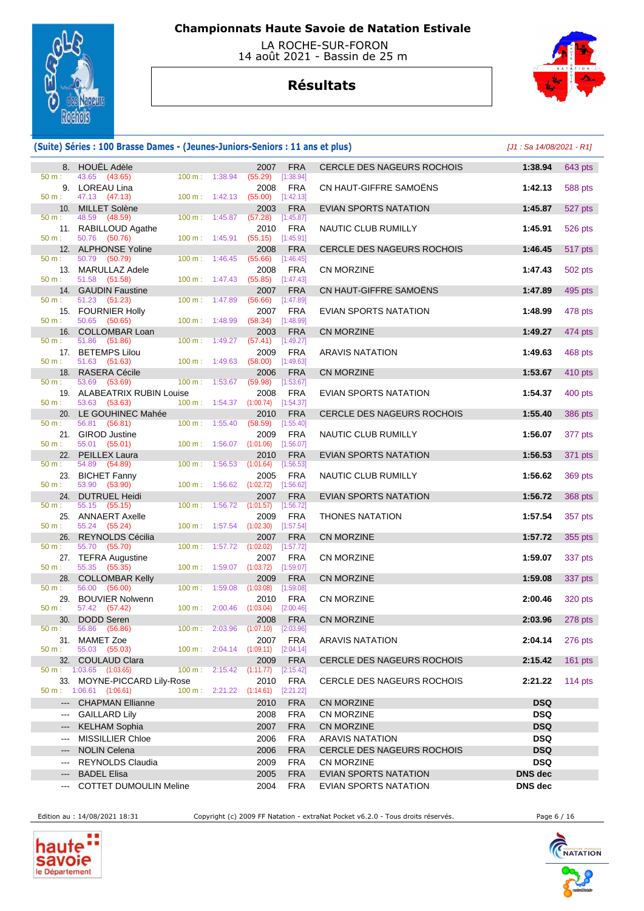# Championnats Haute Savoie de Natation Estivale

LA ROCHE-SUR-FORON
14 août 2021 - Bassin de 25 m

## Résultats

### (Suite) Séries : 100 Brasse Dames - (Jeunes-Juniors-Seniors : 11 ans et plus)

*[J1 : Sa 14/08/2021 - R1]*

| Rang | Nom | Année | Nat. | Club | Temps | Points |
|---|---|---|---|---|---|---|
| 8. | HOUËL Adèle | 2007 | FRA | CERCLE DES NAGEURS ROCHOIS | 1:38.94 | 643 pts |
| | 50 m : 43.65 (43.65) — 100 m : 1:38.94 (55.29) [1:38.94] | | | | | |
| 9. | LOREAU Lina | 2008 | FRA | CN HAUT-GIFFRE SAMOËNS | 1:42.13 | 588 pts |
| | 50 m : 47.13 (47.13) — 100 m : 1:42.13 (55.00) [1:42.13] | | | | | |
| 10. | MILLET Solène | 2003 | FRA | EVIAN SPORTS NATATION | 1:45.87 | 527 pts |
| | 50 m : 48.59 (48.59) — 100 m : 1:45.87 (57.28) [1:45.87] | | | | | |
| 11. | RABILLOUD Agathe | 2010 | FRA | NAUTIC CLUB RUMILLY | 1:45.91 | 526 pts |
| | 50 m : 50.76 (50.76) — 100 m : 1:45.91 (55.15) [1:45.91] | | | | | |
| 12. | ALPHONSE Yoline | 2008 | FRA | CERCLE DES NAGEURS ROCHOIS | 1:46.45 | 517 pts |
| | 50 m : 50.79 (50.79) — 100 m : 1:46.45 (55.66) [1:46.45] | | | | | |
| 13. | MARULLAZ Adele | 2008 | FRA | CN MORZINE | 1:47.43 | 502 pts |
| | 50 m : 51.58 (51.58) — 100 m : 1:47.43 (55.85) [1:47.43] | | | | | |
| 14. | GAUDIN Faustine | 2007 | FRA | CN HAUT-GIFFRE SAMOËNS | 1:47.89 | 495 pts |
| | 50 m : 51.23 (51.23) — 100 m : 1:47.89 (56.66) [1:47.89] | | | | | |
| 15. | FOURNIER Holly | 2007 | FRA | EVIAN SPORTS NATATION | 1:48.99 | 478 pts |
| | 50 m : 50.65 (50.65) — 100 m : 1:48.99 (58.34) [1:48.99] | | | | | |
| 16. | COLLOMBAR Loan | 2003 | FRA | CN MORZINE | 1:49.27 | 474 pts |
| | 50 m : 51.86 (51.86) — 100 m : 1:49.27 (57.41) [1:49.27] | | | | | |
| 17. | BETEMPS Lilou | 2009 | FRA | ARAVIS NATATION | 1:49.63 | 468 pts |
| | 50 m : 51.63 (51.63) — 100 m : 1:49.63 (58.00) [1:49.63] | | | | | |
| 18. | RASERA Cécile | 2006 | FRA | CN MORZINE | 1:53.67 | 410 pts |
| | 50 m : 53.69 (53.69) — 100 m : 1:53.67 (59.98) [1:53.67] | | | | | |
| 19. | ALABEATRIX RUBIN Louise | 2008 | FRA | EVIAN SPORTS NATATION | 1:54.37 | 400 pts |
| | 50 m : 53.63 (53.63) — 100 m : 1:54.37 (1:00.74) [1:54.37] | | | | | |
| 20. | LE GOUHINEC Mahée | 2010 | FRA | CERCLE DES NAGEURS ROCHOIS | 1:55.40 | 386 pts |
| | 50 m : 56.81 (56.81) — 100 m : 1:55.40 (58.59) [1:55.40] | | | | | |
| 21. | GIROD Justine | 2009 | FRA | NAUTIC CLUB RUMILLY | 1:56.07 | 377 pts |
| | 50 m : 55.01 (55.01) — 100 m : 1:56.07 (1:01.06) [1:56.07] | | | | | |
| 22. | PEILLEX Laura | 2010 | FRA | EVIAN SPORTS NATATION | 1:56.53 | 371 pts |
| | 50 m : 54.89 (54.89) — 100 m : 1:56.53 (1:01.64) [1:56.53] | | | | | |
| 23. | BICHET Fanny | 2005 | FRA | NAUTIC CLUB RUMILLY | 1:56.62 | 369 pts |
| | 50 m : 53.90 (53.90) — 100 m : 1:56.62 (1:02.72) [1:56.62] | | | | | |
| 24. | DUTRUEL Heidi | 2007 | FRA | EVIAN SPORTS NATATION | 1:56.72 | 368 pts |
| | 50 m : 55.15 (55.15) — 100 m : 1:56.72 (1:01.57) [1:56.72] | | | | | |
| 25. | ANNAERT Axelle | 2009 | FRA | THONES NATATION | 1:57.54 | 357 pts |
| | 50 m : 55.24 (55.24) — 100 m : 1:57.54 (1:02.30) [1:57.54] | | | | | |
| 26. | REYNOLDS Cécilia | 2007 | FRA | CN MORZINE | 1:57.72 | 355 pts |
| | 50 m : 55.70 (55.70) — 100 m : 1:57.72 (1:02.02) [1:57.72] | | | | | |
| 27. | TEFRA Augustine | 2007 | FRA | CN MORZINE | 1:59.07 | 337 pts |
| | 50 m : 55.35 (55.35) — 100 m : 1:59.07 (1:03.72) [1:59.07] | | | | | |
| 28. | COLLOMBAR Kelly | 2009 | FRA | CN MORZINE | 1:59.08 | 337 pts |
| | 50 m : 56.00 (56.00) — 100 m : 1:59.08 (1:03.08) [1:59.08] | | | | | |
| 29. | BOUVIER Nolwenn | 2010 | FRA | CN MORZINE | 2:00.46 | 320 pts |
| | 50 m : 57.42 (57.42) — 100 m : 2:00.46 (1:03.04) [2:00.46] | | | | | |
| 30. | DODD Seren | 2008 | FRA | CN MORZINE | 2:03.96 | 278 pts |
| | 50 m : 56.86 (56.86) — 100 m : 2:03.96 (1:07.10) [2:03.96] | | | | | |
| 31. | MAMET Zoe | 2007 | FRA | ARAVIS NATATION | 2:04.14 | 276 pts |
| | 50 m : 55.03 (55.03) — 100 m : 2:04.14 (1:09.11) [2:04.14] | | | | | |
| 32. | COULAUD Clara | 2009 | FRA | CERCLE DES NAGEURS ROCHOIS | 2:15.42 | 161 pts |
| | 50 m : 1:03.65 (1:03.65) — 100 m : 2:15.42 (1:11.77) [2:15.42] | | | | | |
| 33. | MOYNE-PICCARD Lily-Rose | 2010 | FRA | CERCLE DES NAGEURS ROCHOIS | 2:21.22 | 114 pts |
| | 50 m : 1:06.61 (1:06.61) — 100 m : 2:21.22 (1:14.61) [2:21.22] | | | | | |
| --- | CHAPMAN Ellianne | 2010 | FRA | CN MORZINE | DSQ | |
| --- | GAILLARD Lily | 2008 | FRA | CN MORZINE | DSQ | |
| --- | KELHAM Sophia | 2007 | FRA | CN MORZINE | DSQ | |
| --- | MISSILLIER Chloe | 2006 | FRA | ARAVIS NATATION | DSQ | |
| --- | NOLIN Celena | 2006 | FRA | CERCLE DES NAGEURS ROCHOIS | DSQ | |
| --- | REYNOLDS Claudia | 2009 | FRA | CN MORZINE | DSQ | |
| --- | BADEL Elisa | 2005 | FRA | EVIAN SPORTS NATATION | DNS dec | |
| --- | COTTET DUMOULIN Meline | 2004 | FRA | EVIAN SPORTS NATATION | DNS dec | |

Edition au : 14/08/2021 18:31 — Copyright (c) 2009 FF Natation - extraNat Pocket v6.2.0 - Tous droits réservés.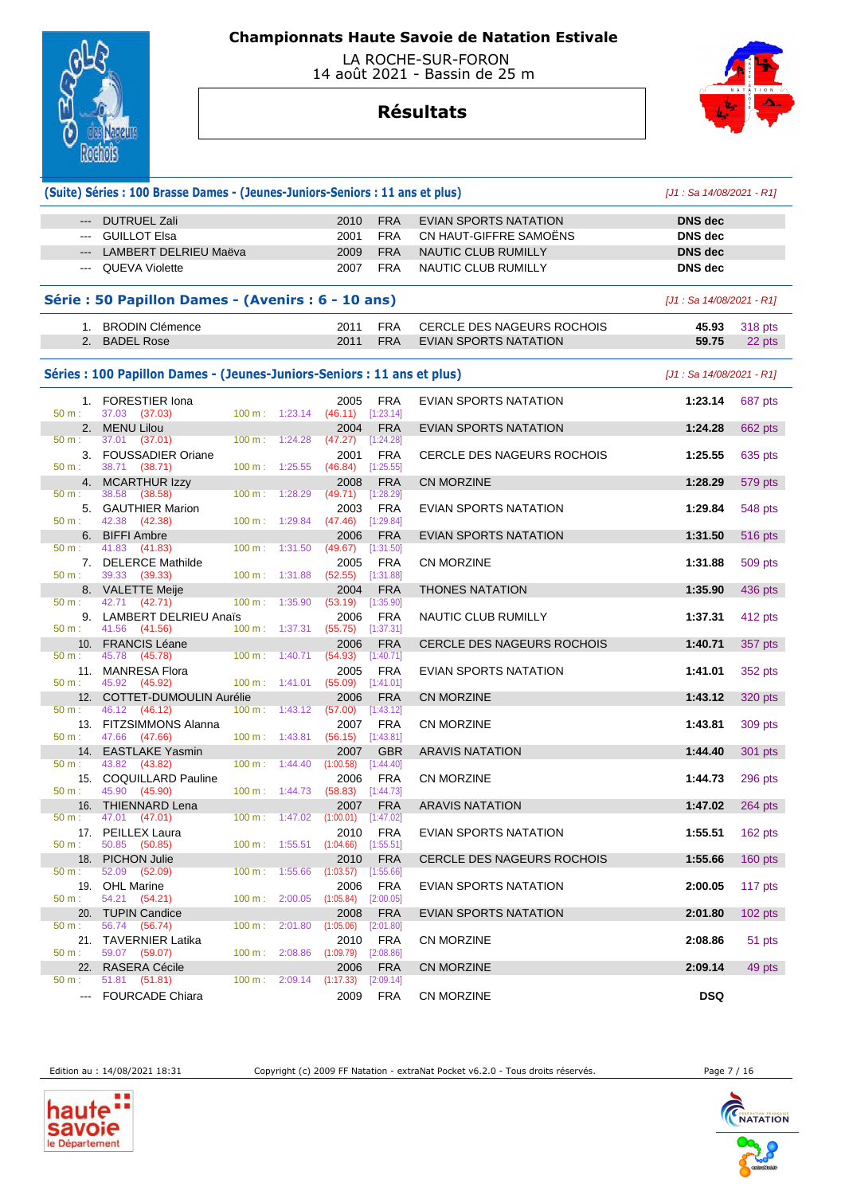# Championnats Haute Savoie de Natation Estivale

LA ROCHE-SUR-FORON
14 août 2021 - Bassin de 25 m

## Résultats

### (Suite) Séries : 100 Brasse Dames - (Jeunes-Juniors-Seniors : 11 ans et plus)

*[J1 : Sa 14/08/2021 - R1]*

| | Nom | Année | Nat. | Club | Temps | Points |
|---|---|---|---|---|---|---|
| --- | DUTRUEL Zali | 2010 | FRA | EVIAN SPORTS NATATION | **DNS dec** | |
| --- | GUILLOT Elsa | 2001 | FRA | CN HAUT-GIFFRE SAMOËNS | **DNS dec** | |
| --- | LAMBERT DELRIEU Maëva | 2009 | FRA | NAUTIC CLUB RUMILLY | **DNS dec** | |
| --- | QUEVA Violette | 2007 | FRA | NAUTIC CLUB RUMILLY | **DNS dec** | |

### Série : 50 Papillon Dames - (Avenirs : 6 - 10 ans)

*[J1 : Sa 14/08/2021 - R1]*

| | Nom | Année | Nat. | Club | Temps | Points |
|---|---|---|---|---|---|---|
| 1. | BRODIN Clémence | 2011 | FRA | CERCLE DES NAGEURS ROCHOIS | **45.93** | 318 pts |
| 2. | BADEL Rose | 2011 | FRA | EVIAN SPORTS NATATION | **59.75** | 22 pts |

### Séries : 100 Papillon Dames - (Jeunes-Juniors-Seniors : 11 ans et plus)

*[J1 : Sa 14/08/2021 - R1]*

| | Nom | Année | Nat. | Club | Temps | Points |
|---|---|---|---|---|---|---|
| 1. | FORESTIER Iona | 2005 | FRA | EVIAN SPORTS NATATION | **1:23.14** | 687 pts |
| | 50 m : 37.03 (37.03) 100 m : 1:23.14 (46.11) [1:23.14] | | | | | |
| 2. | MENU Lilou | 2004 | FRA | EVIAN SPORTS NATATION | **1:24.28** | 662 pts |
| | 50 m : 37.01 (37.01) 100 m : 1:24.28 (47.27) [1:24.28] | | | | | |
| 3. | FOUSSADIER Oriane | 2001 | FRA | CERCLE DES NAGEURS ROCHOIS | **1:25.55** | 635 pts |
| | 50 m : 38.71 (38.71) 100 m : 1:25.55 (46.84) [1:25.55] | | | | | |
| 4. | MCARTHUR Izzy | 2008 | FRA | CN MORZINE | **1:28.29** | 579 pts |
| | 50 m : 38.58 (38.58) 100 m : 1:28.29 (49.71) [1:28.29] | | | | | |
| 5. | GAUTHIER Marion | 2003 | FRA | EVIAN SPORTS NATATION | **1:29.84** | 548 pts |
| | 50 m : 42.38 (42.38) 100 m : 1:29.84 (47.46) [1:29.84] | | | | | |
| 6. | BIFFI Ambre | 2006 | FRA | EVIAN SPORTS NATATION | **1:31.50** | 516 pts |
| | 50 m : 41.83 (41.83) 100 m : 1:31.50 (49.67) [1:31.50] | | | | | |
| 7. | DELERCE Mathilde | 2005 | FRA | CN MORZINE | **1:31.88** | 509 pts |
| | 50 m : 39.33 (39.33) 100 m : 1:31.88 (52.55) [1:31.88] | | | | | |
| 8. | VALETTE Meije | 2004 | FRA | THONES NATATION | **1:35.90** | 436 pts |
| | 50 m : 42.71 (42.71) 100 m : 1:35.90 (53.19) [1:35.90] | | | | | |
| 9. | LAMBERT DELRIEU Anaïs | 2006 | FRA | NAUTIC CLUB RUMILLY | **1:37.31** | 412 pts |
| | 50 m : 41.56 (41.56) 100 m : 1:37.31 (55.75) [1:37.31] | | | | | |
| 10. | FRANCIS Léane | 2006 | FRA | CERCLE DES NAGEURS ROCHOIS | **1:40.71** | 357 pts |
| | 50 m : 45.78 (45.78) 100 m : 1:40.71 (54.93) [1:40.71] | | | | | |
| 11. | MANRESA Flora | 2005 | FRA | EVIAN SPORTS NATATION | **1:41.01** | 352 pts |
| | 50 m : 45.92 (45.92) 100 m : 1:41.01 (55.09) [1:41.01] | | | | | |
| 12. | COTTET-DUMOULIN Aurélie | 2006 | FRA | CN MORZINE | **1:43.12** | 320 pts |
| | 50 m : 46.12 (46.12) 100 m : 1:43.12 (57.00) [1:43.12] | | | | | |
| 13. | FITZSIMMONS Alanna | 2007 | FRA | CN MORZINE | **1:43.81** | 309 pts |
| | 50 m : 47.66 (47.66) 100 m : 1:43.81 (56.15) [1:43.81] | | | | | |
| 14. | EASTLAKE Yasmin | 2007 | GBR | ARAVIS NATATION | **1:44.40** | 301 pts |
| | 50 m : 43.82 (43.82) 100 m : 1:44.40 (1:00.58) [1:44.40] | | | | | |
| 15. | COQUILLARD Pauline | 2006 | FRA | CN MORZINE | **1:44.73** | 296 pts |
| | 50 m : 45.90 (45.90) 100 m : 1:44.73 (58.83) [1:44.73] | | | | | |
| 16. | THIENNARD Lena | 2007 | FRA | ARAVIS NATATION | **1:47.02** | 264 pts |
| | 50 m : 47.01 (47.01) 100 m : 1:47.02 (1:00.01) [1:47.02] | | | | | |
| 17. | PEILLEX Laura | 2010 | FRA | EVIAN SPORTS NATATION | **1:55.51** | 162 pts |
| | 50 m : 50.85 (50.85) 100 m : 1:55.51 (1:04.66) [1:55.51] | | | | | |
| 18. | PICHON Julie | 2010 | FRA | CERCLE DES NAGEURS ROCHOIS | **1:55.66** | 160 pts |
| | 50 m : 52.09 (52.09) 100 m : 1:55.66 (1:03.57) [1:55.66] | | | | | |
| 19. | OHL Marine | 2006 | FRA | EVIAN SPORTS NATATION | **2:00.05** | 117 pts |
| | 50 m : 54.21 (54.21) 100 m : 2:00.05 (1:05.84) [2:00.05] | | | | | |
| 20. | TUPIN Candice | 2008 | FRA | EVIAN SPORTS NATATION | **2:01.80** | 102 pts |
| | 50 m : 56.74 (56.74) 100 m : 2:01.80 (1:05.06) [2:01.80] | | | | | |
| 21. | TAVERNIER Latika | 2010 | FRA | CN MORZINE | **2:08.86** | 51 pts |
| | 50 m : 59.07 (59.07) 100 m : 2:08.86 (1:09.79) [2:08.86] | | | | | |
| 22. | RASERA Cécile | 2006 | FRA | CN MORZINE | **2:09.14** | 49 pts |
| | 50 m : 51.81 (51.81) 100 m : 2:09.14 (1:17.33) [2:09.14] | | | | | |
| --- | FOURCADE Chiara | 2009 | FRA | CN MORZINE | **DSQ** | |

Edition au : 14/08/2021 18:31 — Copyright (c) 2009 FF Natation - extraNat Pocket v6.2.0 - Tous droits réservés.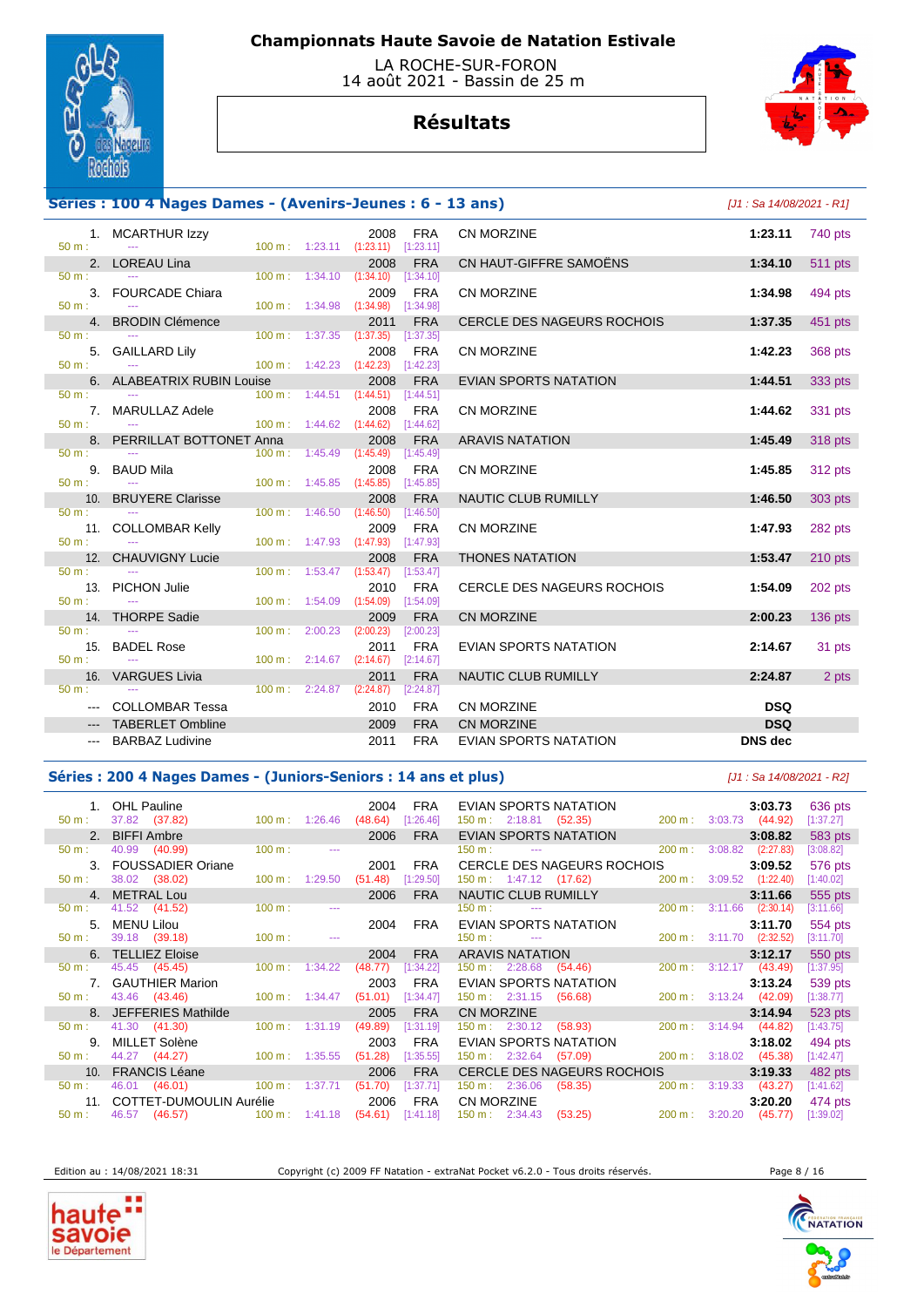# Championnats Haute Savoie de Natation Estivale

LA ROCHE-SUR-FORON
14 août 2021 - Bassin de 25 m

## Résultats

### Séries : 100 4 Nages Dames - (Avenirs-Jeunes : 6 - 13 ans)

*[J1 : Sa 14/08/2021 - R1]*

| Rang | Nom | Année | Nat. | Club | Temps | Points |
|---|---|---|---|---|---|---|
| 1. | MCARTHUR Izzy | 2008 | FRA | CN MORZINE | 1:23.11 | 740 pts |
| | 50 m : --- / 100 m : 1:23.11 (1:23.11) [1:23.11] | | | | | |
| 2. | LOREAU Lina | 2008 | FRA | CN HAUT-GIFFRE SAMOËNS | 1:34.10 | 511 pts |
| | 50 m : --- / 100 m : 1:34.10 (1:34.10) [1:34.10] | | | | | |
| 3. | FOURCADE Chiara | 2009 | FRA | CN MORZINE | 1:34.98 | 494 pts |
| | 50 m : --- / 100 m : 1:34.98 (1:34.98) [1:34.98] | | | | | |
| 4. | BRODIN Clémence | 2011 | FRA | CERCLE DES NAGEURS ROCHOIS | 1:37.35 | 451 pts |
| | 50 m : --- / 100 m : 1:37.35 (1:37.35) [1:37.35] | | | | | |
| 5. | GAILLARD Lily | 2008 | FRA | CN MORZINE | 1:42.23 | 368 pts |
| | 50 m : --- / 100 m : 1:42.23 (1:42.23) [1:42.23] | | | | | |
| 6. | ALABEATRIX RUBIN Louise | 2008 | FRA | EVIAN SPORTS NATATION | 1:44.51 | 333 pts |
| | 50 m : --- / 100 m : 1:44.51 (1:44.51) [1:44.51] | | | | | |
| 7. | MARULLAZ Adele | 2008 | FRA | CN MORZINE | 1:44.62 | 331 pts |
| | 50 m : --- / 100 m : 1:44.62 (1:44.62) [1:44.62] | | | | | |
| 8. | PERRILLAT BOTTONET Anna | 2008 | FRA | ARAVIS NATATION | 1:45.49 | 318 pts |
| | 50 m : --- / 100 m : 1:45.49 (1:45.49) [1:45.49] | | | | | |
| 9. | BAUD Mila | 2008 | FRA | CN MORZINE | 1:45.85 | 312 pts |
| | 50 m : --- / 100 m : 1:45.85 (1:45.85) [1:45.85] | | | | | |
| 10. | BRUYERE Clarisse | 2008 | FRA | NAUTIC CLUB RUMILLY | 1:46.50 | 303 pts |
| | 50 m : --- / 100 m : 1:46.50 (1:46.50) [1:46.50] | | | | | |
| 11. | COLLOMBAR Kelly | 2009 | FRA | CN MORZINE | 1:47.93 | 282 pts |
| | 50 m : --- / 100 m : 1:47.93 (1:47.93) [1:47.93] | | | | | |
| 12. | CHAUVIGNY Lucie | 2008 | FRA | THONES NATATION | 1:53.47 | 210 pts |
| | 50 m : --- / 100 m : 1:53.47 (1:53.47) [1:53.47] | | | | | |
| 13. | PICHON Julie | 2010 | FRA | CERCLE DES NAGEURS ROCHOIS | 1:54.09 | 202 pts |
| | 50 m : --- / 100 m : 1:54.09 (1:54.09) [1:54.09] | | | | | |
| 14. | THORPE Sadie | 2009 | FRA | CN MORZINE | 2:00.23 | 136 pts |
| | 50 m : --- / 100 m : 2:00.23 (2:00.23) [2:00.23] | | | | | |
| 15. | BADEL Rose | 2011 | FRA | EVIAN SPORTS NATATION | 2:14.67 | 31 pts |
| | 50 m : --- / 100 m : 2:14.67 (2:14.67) [2:14.67] | | | | | |
| 16. | VARGUES Livia | 2011 | FRA | NAUTIC CLUB RUMILLY | 2:24.87 | 2 pts |
| | 50 m : --- / 100 m : 2:24.87 (2:24.87) [2:24.87] | | | | | |
| --- | COLLOMBAR Tessa | 2010 | FRA | CN MORZINE | DSQ | |
| --- | TABERLET Ombline | 2009 | FRA | CN MORZINE | DSQ | |
| --- | BARBAZ Ludivine | 2011 | FRA | EVIAN SPORTS NATATION | DNS dec | |

### Séries : 200 4 Nages Dames - (Juniors-Seniors : 14 ans et plus)

*[J1 : Sa 14/08/2021 - R2]*

| Rang | Nom | Année | Nat. | Club | Temps | Points |
|---|---|---|---|---|---|---|
| 1. | OHL Pauline | 2004 | FRA | EVIAN SPORTS NATATION | 3:03.73 | 636 pts |
| | 50 m : 37.82 (37.82) / 100 m : 1:26.46 (48.64) [1:26.46] / 150 m : 2:18.81 (52.35) / 200 m : 3:03.73 (44.92) [1:37.27] | | | | | |
| 2. | BIFFI Ambre | 2006 | FRA | EVIAN SPORTS NATATION | 3:08.82 | 583 pts |
| | 50 m : 40.99 (40.99) / 100 m : --- / 150 m : --- / 200 m : 3:08.82 (2:27.83) [3:08.82] | | | | | |
| 3. | FOUSSADIER Oriane | 2001 | FRA | CERCLE DES NAGEURS ROCHOIS | 3:09.52 | 576 pts |
| | 50 m : 38.02 (38.02) / 100 m : 1:29.50 (51.48) [1:29.50] / 150 m : 1:47.12 (17.62) / 200 m : 3:09.52 (1:22.40) [1:40.02] | | | | | |
| 4. | METRAL Lou | 2006 | FRA | NAUTIC CLUB RUMILLY | 3:11.66 | 555 pts |
| | 50 m : 41.52 (41.52) / 100 m : --- / 150 m : --- / 200 m : 3:11.66 (2:30.14) [3:11.66] | | | | | |
| 5. | MENU Lilou | 2004 | FRA | EVIAN SPORTS NATATION | 3:11.70 | 554 pts |
| | 50 m : 39.18 (39.18) / 100 m : --- / 150 m : --- / 200 m : 3:11.70 (2:32.52) [3:11.70] | | | | | |
| 6. | TELLIEZ Eloise | 2004 | FRA | ARAVIS NATATION | 3:12.17 | 550 pts |
| | 50 m : 45.45 (45.45) / 100 m : 1:34.22 (48.77) [1:34.22] / 150 m : 2:28.68 (54.46) / 200 m : 3:12.17 (43.49) [1:37.95] | | | | | |
| 7. | GAUTHIER Marion | 2003 | FRA | EVIAN SPORTS NATATION | 3:13.24 | 539 pts |
| | 50 m : 43.46 (43.46) / 100 m : 1:34.47 (51.01) [1:34.47] / 150 m : 2:31.15 (56.68) / 200 m : 3:13.24 (42.09) [1:38.77] | | | | | |
| 8. | JEFFERIES Mathilde | 2005 | FRA | CN MORZINE | 3:14.94 | 523 pts |
| | 50 m : 41.30 (41.30) / 100 m : 1:31.19 (49.89) [1:31.19] / 150 m : 2:30.12 (58.93) / 200 m : 3:14.94 (44.82) [1:43.75] | | | | | |
| 9. | MILLET Solène | 2003 | FRA | EVIAN SPORTS NATATION | 3:18.02 | 494 pts |
| | 50 m : 44.27 (44.27) / 100 m : 1:35.55 (51.28) [1:35.55] / 150 m : 2:32.64 (57.09) / 200 m : 3:18.02 (45.38) [1:42.47] | | | | | |
| 10. | FRANCIS Léane | 2006 | FRA | CERCLE DES NAGEURS ROCHOIS | 3:19.33 | 482 pts |
| | 50 m : 46.01 (46.01) / 100 m : 1:37.71 (51.70) [1:37.71] / 150 m : 2:36.06 (58.35) / 200 m : 3:19.33 (43.27) [1:41.62] | | | | | |
| 11. | COTTET-DUMOULIN Aurélie | 2006 | FRA | CN MORZINE | 3:20.20 | 474 pts |
| | 50 m : 46.57 (46.57) / 100 m : 1:41.18 (54.61) [1:41.18] / 150 m : 2:34.43 (53.25) / 200 m : 3:20.20 (45.77) [1:39.02] | | | | | |

Edition au : 14/08/2021 18:31 — Copyright (c) 2009 FF Natation - extraNat Pocket v6.2.0 - Tous droits réservés.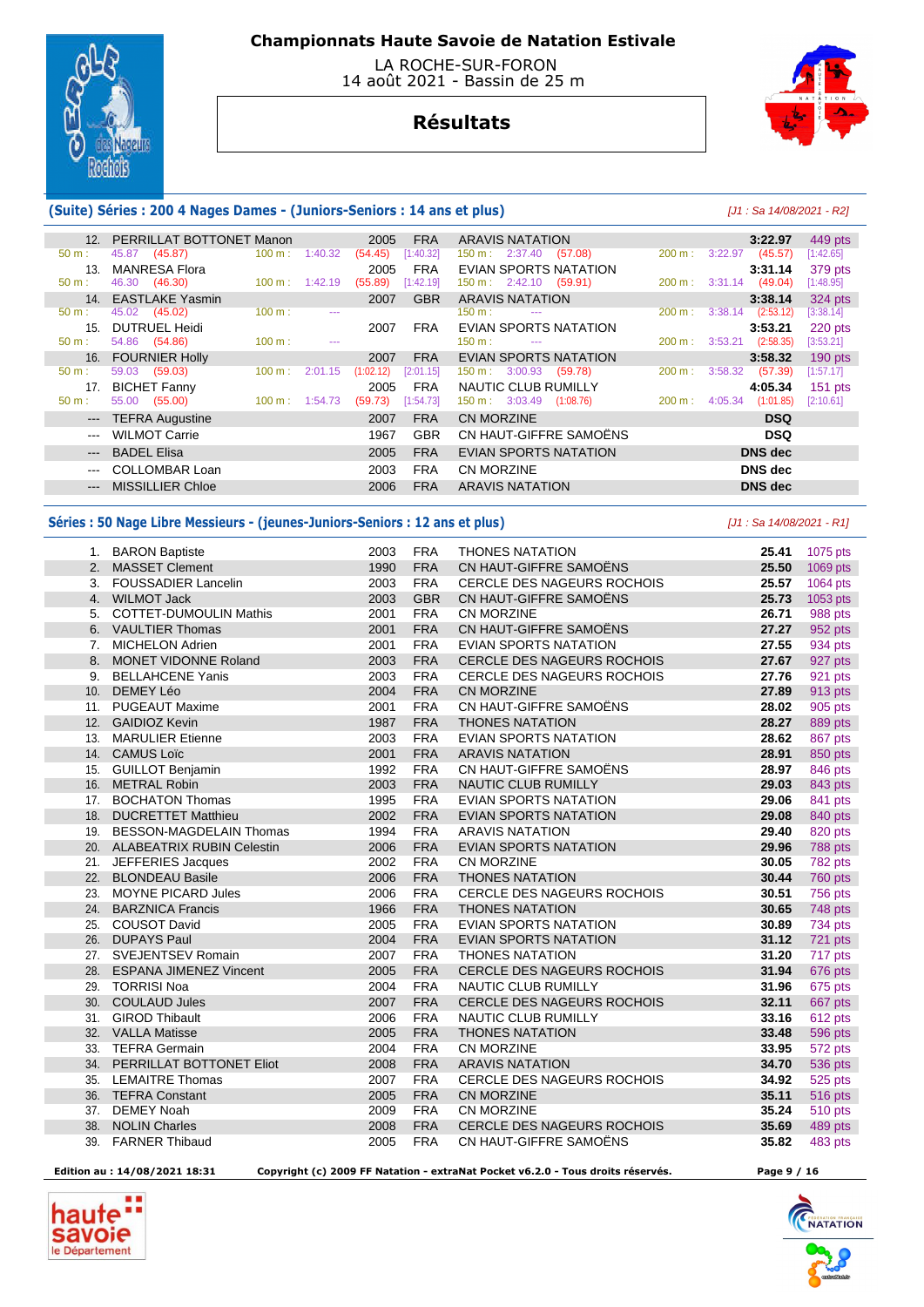# Championnats Haute Savoie de Natation Estivale

LA ROCHE-SUR-FORON
14 août 2021 - Bassin de 25 m

## Résultats

### (Suite) Séries : 200 4 Nages Dames - (Juniors-Seniors : 14 ans et plus)

[J1 : Sa 14/08/2021 - R2]

| Rang | Nom | Année | Nat. | Club | Temps | Points |
|---|---|---|---|---|---|---|
| 12. | PERRILLAT BOTTONET Manon | 2005 | FRA | ARAVIS NATATION | 3:22.97 | 449 pts |
| | 50 m : 45.87 (45.87) — 100 m : 1:40.32 (54.45) [1:40.32] — 150 m : 2:37.40 (57.08) — 200 m : 3:22.97 (45.57) [1:42.65] | | | | | |
| 13. | MANRESA Flora | 2005 | FRA | EVIAN SPORTS NATATION | 3:31.14 | 379 pts |
| | 50 m : 46.30 (46.30) — 100 m : 1:42.19 (55.89) [1:42.19] — 150 m : 2:42.10 (59.91) — 200 m : 3:31.14 (49.04) [1:48.95] | | | | | |
| 14. | EASTLAKE Yasmin | 2007 | GBR | ARAVIS NATATION | 3:38.14 | 324 pts |
| | 50 m : 45.02 (45.02) — 100 m : --- — 150 m : --- — 200 m : 3:38.14 (2:53.12) [3:38.14] | | | | | |
| 15. | DUTRUEL Heidi | 2007 | FRA | EVIAN SPORTS NATATION | 3:53.21 | 220 pts |
| | 50 m : 54.86 (54.86) — 100 m : --- — 150 m : --- — 200 m : 3:53.21 (2:58.35) [3:53.21] | | | | | |
| 16. | FOURNIER Holly | 2007 | FRA | EVIAN SPORTS NATATION | 3:58.32 | 190 pts |
| | 50 m : 59.03 (59.03) — 100 m : 2:01.15 (1:02.12) [2:01.15] — 150 m : 3:00.93 (59.78) — 200 m : 3:58.32 (57.39) [1:57.17] | | | | | |
| 17. | BICHET Fanny | 2005 | FRA | NAUTIC CLUB RUMILLY | 4:05.34 | 151 pts |
| | 50 m : 55.00 (55.00) — 100 m : 1:54.73 (59.73) [1:54.73] — 150 m : 3:03.49 (1:08.76) — 200 m : 4:05.34 (1:01.85) [2:10.61] | | | | | |
| --- | TEFRA Augustine | 2007 | FRA | CN MORZINE | DSQ | |
| --- | WILMOT Carrie | 1967 | GBR | CN HAUT-GIFFRE SAMOËNS | DSQ | |
| --- | BADEL Elisa | 2005 | FRA | EVIAN SPORTS NATATION | DNS dec | |
| --- | COLLOMBAR Loan | 2003 | FRA | CN MORZINE | DNS dec | |
| --- | MISSILLIER Chloe | 2006 | FRA | ARAVIS NATATION | DNS dec | |

### Séries : 50 Nage Libre Messieurs - (jeunes-Juniors-Seniors : 12 ans et plus)

[J1 : Sa 14/08/2021 - R1]

| Rang | Nom | Année | Nat. | Club | Temps | Points |
|---|---|---|---|---|---|---|
| 1. | BARON Baptiste | 2003 | FRA | THONES NATATION | 25.41 | 1075 pts |
| 2. | MASSET Clement | 1990 | FRA | CN HAUT-GIFFRE SAMOËNS | 25.50 | 1069 pts |
| 3. | FOUSSADIER Lancelin | 2003 | FRA | CERCLE DES NAGEURS ROCHOIS | 25.57 | 1064 pts |
| 4. | WILMOT Jack | 2003 | GBR | CN HAUT-GIFFRE SAMOËNS | 25.73 | 1053 pts |
| 5. | COTTET-DUMOULIN Mathis | 2001 | FRA | CN MORZINE | 26.71 | 988 pts |
| 6. | VAULTIER Thomas | 2001 | FRA | CN HAUT-GIFFRE SAMOËNS | 27.27 | 952 pts |
| 7. | MICHELON Adrien | 2001 | FRA | EVIAN SPORTS NATATION | 27.55 | 934 pts |
| 8. | MONET VIDONNE Roland | 2003 | FRA | CERCLE DES NAGEURS ROCHOIS | 27.67 | 927 pts |
| 9. | BELLAHCENE Yanis | 2003 | FRA | CERCLE DES NAGEURS ROCHOIS | 27.76 | 921 pts |
| 10. | DEMEY Léo | 2004 | FRA | CN MORZINE | 27.89 | 913 pts |
| 11. | PUGEAUT Maxime | 2001 | FRA | CN HAUT-GIFFRE SAMOËNS | 28.02 | 905 pts |
| 12. | GAIDIOZ Kevin | 1987 | FRA | THONES NATATION | 28.27 | 889 pts |
| 13. | MARULIER Etienne | 2003 | FRA | EVIAN SPORTS NATATION | 28.62 | 867 pts |
| 14. | CAMUS Loïc | 2001 | FRA | ARAVIS NATATION | 28.91 | 850 pts |
| 15. | GUILLOT Benjamin | 1992 | FRA | CN HAUT-GIFFRE SAMOËNS | 28.97 | 846 pts |
| 16. | METRAL Robin | 2003 | FRA | NAUTIC CLUB RUMILLY | 29.03 | 843 pts |
| 17. | BOCHATON Thomas | 1995 | FRA | EVIAN SPORTS NATATION | 29.06 | 841 pts |
| 18. | DUCRETTET Matthieu | 2002 | FRA | EVIAN SPORTS NATATION | 29.08 | 840 pts |
| 19. | BESSON-MAGDELAIN Thomas | 1994 | FRA | ARAVIS NATATION | 29.40 | 820 pts |
| 20. | ALABEATRIX RUBIN Celestin | 2006 | FRA | EVIAN SPORTS NATATION | 29.96 | 788 pts |
| 21. | JEFFERIES Jacques | 2002 | FRA | CN MORZINE | 30.05 | 782 pts |
| 22. | BLONDEAU Basile | 2006 | FRA | THONES NATATION | 30.44 | 760 pts |
| 23. | MOYNE PICARD Jules | 2006 | FRA | CERCLE DES NAGEURS ROCHOIS | 30.51 | 756 pts |
| 24. | BARZNICA Francis | 1966 | FRA | THONES NATATION | 30.65 | 748 pts |
| 25. | COUSOT David | 2005 | FRA | EVIAN SPORTS NATATION | 30.89 | 734 pts |
| 26. | DUPAYS Paul | 2004 | FRA | EVIAN SPORTS NATATION | 31.12 | 721 pts |
| 27. | SVEJENTSEV Romain | 2007 | FRA | THONES NATATION | 31.20 | 717 pts |
| 28. | ESPANA JIMENEZ Vincent | 2005 | FRA | CERCLE DES NAGEURS ROCHOIS | 31.94 | 676 pts |
| 29. | TORRISI Noa | 2004 | FRA | NAUTIC CLUB RUMILLY | 31.96 | 675 pts |
| 30. | COULAUD Jules | 2007 | FRA | CERCLE DES NAGEURS ROCHOIS | 32.11 | 667 pts |
| 31. | GIROD Thibault | 2006 | FRA | NAUTIC CLUB RUMILLY | 33.16 | 612 pts |
| 32. | VALLA Matisse | 2005 | FRA | THONES NATATION | 33.48 | 596 pts |
| 33. | TEFRA Germain | 2004 | FRA | CN MORZINE | 33.95 | 572 pts |
| 34. | PERRILLAT BOTTONET Eliot | 2008 | FRA | ARAVIS NATATION | 34.70 | 536 pts |
| 35. | LEMAITRE Thomas | 2007 | FRA | CERCLE DES NAGEURS ROCHOIS | 34.92 | 525 pts |
| 36. | TEFRA Constant | 2005 | FRA | CN MORZINE | 35.11 | 516 pts |
| 37. | DEMEY Noah | 2009 | FRA | CN MORZINE | 35.24 | 510 pts |
| 38. | NOLIN Charles | 2008 | FRA | CERCLE DES NAGEURS ROCHOIS | 35.69 | 489 pts |
| 39. | FARNER Thibaud | 2005 | FRA | CN HAUT-GIFFRE SAMOËNS | 35.82 | 483 pts |

Edition au : 14/08/2021 18:31 — Copyright (c) 2009 FF Natation - extraNat Pocket v6.2.0 - Tous droits réservés.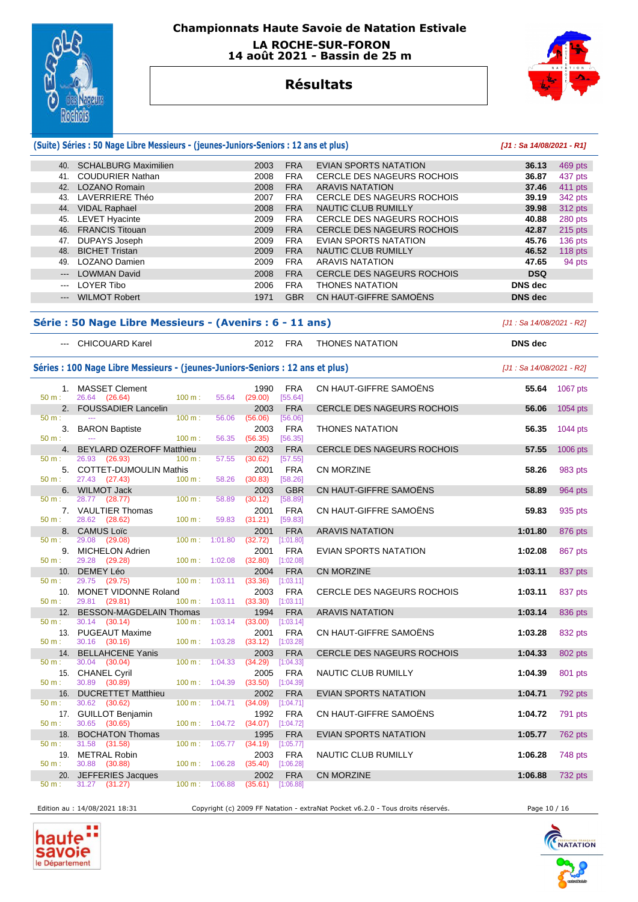# Championnats Haute Savoie de Natation Estivale

**LA ROCHE-SUR-FORON**
**14 août 2021 - Bassin de 25 m**

## Résultats

### (Suite) Séries : 50 Nage Libre Messieurs - (jeunes-Juniors-Seniors : 12 ans et plus)

*[J1 : Sa 14/08/2021 - R1]*

| Pl. | Nom | Année | Nat. | Club | Temps | Points |
|---|---|---|---|---|---|---|
| 40. | SCHALBURG Maximilien | 2003 | FRA | EVIAN SPORTS NATATION | **36.13** | 469 pts |
| 41. | COUDURIER Nathan | 2008 | FRA | CERCLE DES NAGEURS ROCHOIS | **36.87** | 437 pts |
| 42. | LOZANO Romain | 2008 | FRA | ARAVIS NATATION | **37.46** | 411 pts |
| 43. | LAVERRIERE Théo | 2007 | FRA | CERCLE DES NAGEURS ROCHOIS | **39.19** | 342 pts |
| 44. | VIDAL Raphael | 2008 | FRA | NAUTIC CLUB RUMILLY | **39.98** | 312 pts |
| 45. | LEVET Hyacinte | 2009 | FRA | CERCLE DES NAGEURS ROCHOIS | **40.88** | 280 pts |
| 46. | FRANCIS Titouan | 2009 | FRA | CERCLE DES NAGEURS ROCHOIS | **42.87** | 215 pts |
| 47. | DUPAYS Joseph | 2009 | FRA | EVIAN SPORTS NATATION | **45.76** | 136 pts |
| 48. | BICHET Tristan | 2009 | FRA | NAUTIC CLUB RUMILLY | **46.52** | 118 pts |
| 49. | LOZANO Damien | 2009 | FRA | ARAVIS NATATION | **47.65** | 94 pts |
| --- | LOWMAN David | 2008 | FRA | CERCLE DES NAGEURS ROCHOIS | **DSQ** | |
| --- | LOYER Tibo | 2006 | FRA | THONES NATATION | **DNS dec** | |
| --- | WILMOT Robert | 1971 | GBR | CN HAUT-GIFFRE SAMOËNS | **DNS dec** | |

### Série : 50 Nage Libre Messieurs - (Avenirs : 6 - 11 ans)

*[J1 : Sa 14/08/2021 - R2]*

| Pl. | Nom | Année | Nat. | Club | Temps | Points |
|---|---|---|---|---|---|---|
| --- | CHICOUARD Karel | 2012 | FRA | THONES NATATION | **DNS dec** | |

### Séries : 100 Nage Libre Messieurs - (jeunes-Juniors-Seniors : 12 ans et plus)

*[J1 : Sa 14/08/2021 - R2]*

| Pl. | Nom | Année | Nat. | Club | Temps | Points |
|---|---|---|---|---|---|---|
| 1. | MASSET Clement | 1990 | FRA | CN HAUT-GIFFRE SAMOËNS | **55.64** | 1067 pts |
| | 50 m : 26.64 (26.64) — 100 m : 55.64 (29.00) [55.64] | | | | | |
| 2. | FOUSSADIER Lancelin | 2003 | FRA | CERCLE DES NAGEURS ROCHOIS | **56.06** | 1054 pts |
| | 50 m : --- — 100 m : 56.06 (56.06) [56.06] | | | | | |
| 3. | BARON Baptiste | 2003 | FRA | THONES NATATION | **56.35** | 1044 pts |
| | 50 m : --- — 100 m : 56.35 (56.35) [56.35] | | | | | |
| 4. | BEYLARD OZEROFF Matthieu | 2003 | FRA | CERCLE DES NAGEURS ROCHOIS | **57.55** | 1006 pts |
| | 50 m : 26.93 (26.93) — 100 m : 57.55 (30.62) [57.55] | | | | | |
| 5. | COTTET-DUMOULIN Mathis | 2001 | FRA | CN MORZINE | **58.26** | 983 pts |
| | 50 m : 27.43 (27.43) — 100 m : 58.26 (30.83) [58.26] | | | | | |
| 6. | WILMOT Jack | 2003 | GBR | CN HAUT-GIFFRE SAMOËNS | **58.89** | 964 pts |
| | 50 m : 28.77 (28.77) — 100 m : 58.89 (30.12) [58.89] | | | | | |
| 7. | VAULTIER Thomas | 2001 | FRA | CN HAUT-GIFFRE SAMOËNS | **59.83** | 935 pts |
| | 50 m : 28.62 (28.62) — 100 m : 59.83 (31.21) [59.83] | | | | | |
| 8. | CAMUS Loïc | 2001 | FRA | ARAVIS NATATION | **1:01.80** | 876 pts |
| | 50 m : 29.08 (29.08) — 100 m : 1:01.80 (32.72) [1:01.80] | | | | | |
| 9. | MICHELON Adrien | 2001 | FRA | EVIAN SPORTS NATATION | **1:02.08** | 867 pts |
| | 50 m : 29.28 (29.28) — 100 m : 1:02.08 (32.80) [1:02.08] | | | | | |
| 10. | DEMEY Léo | 2004 | FRA | CN MORZINE | **1:03.11** | 837 pts |
| | 50 m : 29.75 (29.75) — 100 m : 1:03.11 (33.36) [1:03.11] | | | | | |
| 10. | MONET VIDONNE Roland | 2003 | FRA | CERCLE DES NAGEURS ROCHOIS | **1:03.11** | 837 pts |
| | 50 m : 29.81 (29.81) — 100 m : 1:03.11 (33.30) [1:03.11] | | | | | |
| 12. | BESSON-MAGDELAIN Thomas | 1994 | FRA | ARAVIS NATATION | **1:03.14** | 836 pts |
| | 50 m : 30.14 (30.14) — 100 m : 1:03.14 (33.00) [1:03.14] | | | | | |
| 13. | PUGEAUT Maxime | 2001 | FRA | CN HAUT-GIFFRE SAMOËNS | **1:03.28** | 832 pts |
| | 50 m : 30.16 (30.16) — 100 m : 1:03.28 (33.12) [1:03.28] | | | | | |
| 14. | BELLAHCENE Yanis | 2003 | FRA | CERCLE DES NAGEURS ROCHOIS | **1:04.33** | 802 pts |
| | 50 m : 30.04 (30.04) — 100 m : 1:04.33 (34.29) [1:04.33] | | | | | |
| 15. | CHANEL Cyril | 2005 | FRA | NAUTIC CLUB RUMILLY | **1:04.39** | 801 pts |
| | 50 m : 30.89 (30.89) — 100 m : 1:04.39 (33.50) [1:04.39] | | | | | |
| 16. | DUCRETTET Matthieu | 2002 | FRA | EVIAN SPORTS NATATION | **1:04.71** | 792 pts |
| | 50 m : 30.62 (30.62) — 100 m : 1:04.71 (34.09) [1:04.71] | | | | | |
| 17. | GUILLOT Benjamin | 1992 | FRA | CN HAUT-GIFFRE SAMOËNS | **1:04.72** | 791 pts |
| | 50 m : 30.65 (30.65) — 100 m : 1:04.72 (34.07) [1:04.72] | | | | | |
| 18. | BOCHATON Thomas | 1995 | FRA | EVIAN SPORTS NATATION | **1:05.77** | 762 pts |
| | 50 m : 31.58 (31.58) — 100 m : 1:05.77 (34.19) [1:05.77] | | | | | |
| 19. | METRAL Robin | 2003 | FRA | NAUTIC CLUB RUMILLY | **1:06.28** | 748 pts |
| | 50 m : 30.88 (30.88) — 100 m : 1:06.28 (35.40) [1:06.28] | | | | | |
| 20. | JEFFERIES Jacques | 2002 | FRA | CN MORZINE | **1:06.88** | 732 pts |
| | 50 m : 31.27 (31.27) — 100 m : 1:06.88 (35.61) [1:06.88] | | | | | |

Edition au : 14/08/2021 18:31 — Copyright (c) 2009 FF Natation - extraNat Pocket v6.2.0 - Tous droits réservés.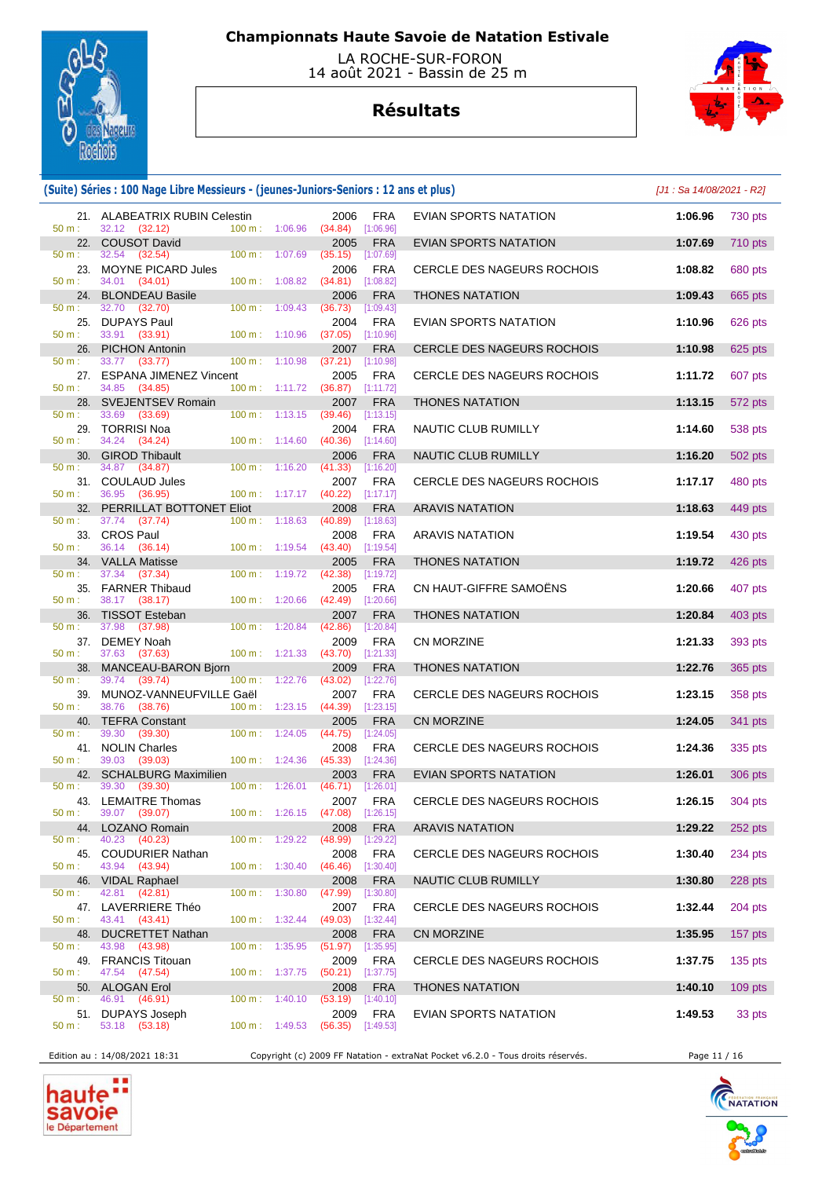# Championnats Haute Savoie de Natation Estivale

LA ROCHE-SUR-FORON
14 août 2021 - Bassin de 25 m

## Résultats

### (Suite) Séries : 100 Nage Libre Messieurs - (jeunes-Juniors-Seniors : 12 ans et plus)

*[J1 : Sa 14/08/2021 - R2]*

| Rang | Nom | Année | Nat. | Club | Temps | Points | 50 m | 100 m |
|---|---|---|---|---|---|---|---|---|
| 21. | ALABEATRIX RUBIN Celestin | 2006 | FRA | EVIAN SPORTS NATATION | 1:06.96 | 730 pts | 32.12 (32.12) | 1:06.96 (34.84) [1:06.96] |
| 22. | COUSOT David | 2005 | FRA | EVIAN SPORTS NATATION | 1:07.69 | 710 pts | 32.54 (32.54) | 1:07.69 (35.15) [1:07.69] |
| 23. | MOYNE PICARD Jules | 2006 | FRA | CERCLE DES NAGEURS ROCHOIS | 1:08.82 | 680 pts | 34.01 (34.01) | 1:08.82 (34.81) [1:08.82] |
| 24. | BLONDEAU Basile | 2006 | FRA | THONES NATATION | 1:09.43 | 665 pts | 32.70 (32.70) | 1:09.43 (36.73) [1:09.43] |
| 25. | DUPAYS Paul | 2004 | FRA | EVIAN SPORTS NATATION | 1:10.96 | 626 pts | 33.91 (33.91) | 1:10.96 (37.05) [1:10.96] |
| 26. | PICHON Antonin | 2007 | FRA | CERCLE DES NAGEURS ROCHOIS | 1:10.98 | 625 pts | 33.77 (33.77) | 1:10.98 (37.21) [1:10.98] |
| 27. | ESPANA JIMENEZ Vincent | 2005 | FRA | CERCLE DES NAGEURS ROCHOIS | 1:11.72 | 607 pts | 34.85 (34.85) | 1:11.72 (36.87) [1:11.72] |
| 28. | SVEJENTSEV Romain | 2007 | FRA | THONES NATATION | 1:13.15 | 572 pts | 33.69 (33.69) | 1:13.15 (39.46) [1:13.15] |
| 29. | TORRISI Noa | 2004 | FRA | NAUTIC CLUB RUMILLY | 1:14.60 | 538 pts | 34.24 (34.24) | 1:14.60 (40.36) [1:14.60] |
| 30. | GIROD Thibault | 2006 | FRA | NAUTIC CLUB RUMILLY | 1:16.20 | 502 pts | 34.87 (34.87) | 1:16.20 (41.33) [1:16.20] |
| 31. | COULAUD Jules | 2007 | FRA | CERCLE DES NAGEURS ROCHOIS | 1:17.17 | 480 pts | 36.95 (36.95) | 1:17.17 (40.22) [1:17.17] |
| 32. | PERRILLAT BOTTONET Eliot | 2008 | FRA | ARAVIS NATATION | 1:18.63 | 449 pts | 37.74 (37.74) | 1:18.63 (40.89) [1:18.63] |
| 33. | CROS Paul | 2008 | FRA | ARAVIS NATATION | 1:19.54 | 430 pts | 36.14 (36.14) | 1:19.54 (43.40) [1:19.54] |
| 34. | VALLA Matisse | 2005 | FRA | THONES NATATION | 1:19.72 | 426 pts | 37.34 (37.34) | 1:19.72 (42.38) [1:19.72] |
| 35. | FARNER Thibaud | 2005 | FRA | CN HAUT-GIFFRE SAMOËNS | 1:20.66 | 407 pts | 38.17 (38.17) | 1:20.66 (42.49) [1:20.66] |
| 36. | TISSOT Esteban | 2007 | FRA | THONES NATATION | 1:20.84 | 403 pts | 37.98 (37.98) | 1:20.84 (42.86) [1:20.84] |
| 37. | DEMEY Noah | 2009 | FRA | CN MORZINE | 1:21.33 | 393 pts | 37.63 (37.63) | 1:21.33 (43.70) [1:21.33] |
| 38. | MANCEAU-BARON Bjorn | 2009 | FRA | THONES NATATION | 1:22.76 | 365 pts | 39.74 (39.74) | 1:22.76 (43.02) [1:22.76] |
| 39. | MUNOZ-VANNEUFVILLE Gaël | 2007 | FRA | CERCLE DES NAGEURS ROCHOIS | 1:23.15 | 358 pts | 38.76 (38.76) | 1:23.15 (44.39) [1:23.15] |
| 40. | TEFRA Constant | 2005 | FRA | CN MORZINE | 1:24.05 | 341 pts | 39.30 (39.30) | 1:24.05 (44.75) [1:24.05] |
| 41. | NOLIN Charles | 2008 | FRA | CERCLE DES NAGEURS ROCHOIS | 1:24.36 | 335 pts | 39.03 (39.03) | 1:24.36 (45.33) [1:24.36] |
| 42. | SCHALBURG Maximilien | 2003 | FRA | EVIAN SPORTS NATATION | 1:26.01 | 306 pts | 39.30 (39.30) | 1:26.01 (46.71) [1:26.01] |
| 43. | LEMAITRE Thomas | 2007 | FRA | CERCLE DES NAGEURS ROCHOIS | 1:26.15 | 304 pts | 39.07 (39.07) | 1:26.15 (47.08) [1:26.15] |
| 44. | LOZANO Romain | 2008 | FRA | ARAVIS NATATION | 1:29.22 | 252 pts | 40.23 (40.23) | 1:29.22 (48.99) [1:29.22] |
| 45. | COUDURIER Nathan | 2008 | FRA | CERCLE DES NAGEURS ROCHOIS | 1:30.40 | 234 pts | 43.94 (43.94) | 1:30.40 (46.46) [1:30.40] |
| 46. | VIDAL Raphael | 2008 | FRA | NAUTIC CLUB RUMILLY | 1:30.80 | 228 pts | 42.81 (42.81) | 1:30.80 (47.99) [1:30.80] |
| 47. | LAVERRIERE Théo | 2007 | FRA | CERCLE DES NAGEURS ROCHOIS | 1:32.44 | 204 pts | 43.41 (43.41) | 1:32.44 (49.03) [1:32.44] |
| 48. | DUCRETTET Nathan | 2008 | FRA | CN MORZINE | 1:35.95 | 157 pts | 43.98 (43.98) | 1:35.95 (51.97) [1:35.95] |
| 49. | FRANCIS Titouan | 2009 | FRA | CERCLE DES NAGEURS ROCHOIS | 1:37.75 | 135 pts | 47.54 (47.54) | 1:37.75 (50.21) [1:37.75] |
| 50. | ALOGAN Erol | 2008 | FRA | THONES NATATION | 1:40.10 | 109 pts | 46.91 (46.91) | 1:40.10 (53.19) [1:40.10] |
| 51. | DUPAYS Joseph | 2009 | FRA | EVIAN SPORTS NATATION | 1:49.53 | 33 pts | 53.18 (53.18) | 1:49.53 (56.35) [1:49.53] |

Edition au : 14/08/2021 18:31 — Copyright (c) 2009 FF Natation - extraNat Pocket v6.2.0 - Tous droits réservés.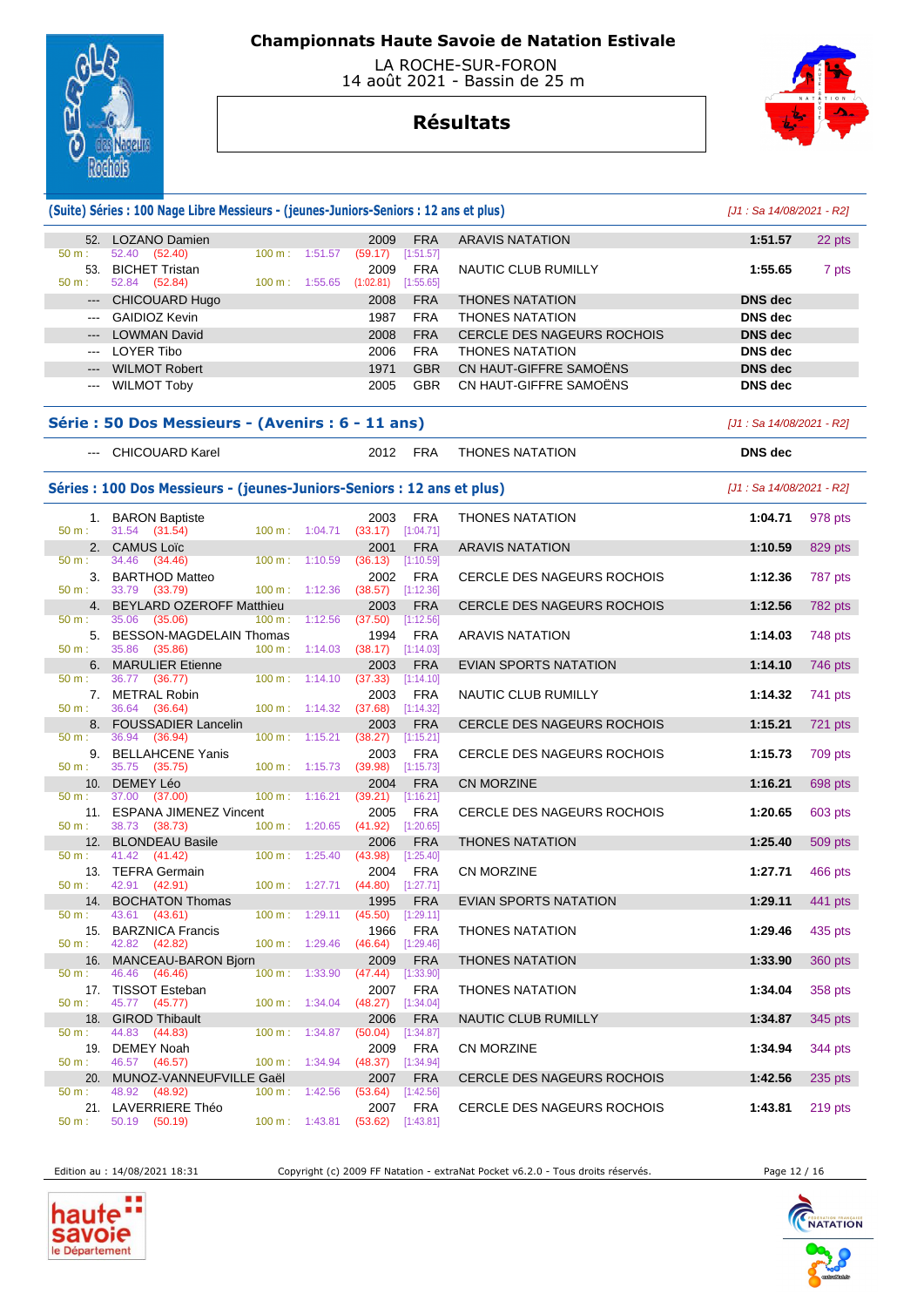# Championnats Haute Savoie de Natation Estivale

LA ROCHE-SUR-FORON
14 août 2021 - Bassin de 25 m

## Résultats

### (Suite) Séries : 100 Nage Libre Messieurs - (jeunes-Juniors-Seniors : 12 ans et plus)

*[J1 : Sa 14/08/2021 - R2]*

| Rang | Nom | Année | Nat. | Club | Temps | Points |
|---|---|---|---|---|---|---|
| 52. | LOZANO Damien | 2009 | FRA | ARAVIS NATATION | 1:51.57 | 22 pts |
| | 50 m : 52.40 (52.40) 100 m : 1:51.57 (59.17) [1:51.57] | | | | | |
| 53. | BICHET Tristan | 2009 | FRA | NAUTIC CLUB RUMILLY | 1:55.65 | 7 pts |
| | 50 m : 52.84 (52.84) 100 m : 1:55.65 (1:02.81) [1:55.65] | | | | | |
| --- | CHICOUARD Hugo | 2008 | FRA | THONES NATATION | DNS dec | |
| --- | GAIDIOZ Kevin | 1987 | FRA | THONES NATATION | DNS dec | |
| --- | LOWMAN David | 2008 | FRA | CERCLE DES NAGEURS ROCHOIS | DNS dec | |
| --- | LOYER Tibo | 2006 | FRA | THONES NATATION | DNS dec | |
| --- | WILMOT Robert | 1971 | GBR | CN HAUT-GIFFRE SAMOËNS | DNS dec | |
| --- | WILMOT Toby | 2005 | GBR | CN HAUT-GIFFRE SAMOËNS | DNS dec | |

### Série : 50 Dos Messieurs - (Avenirs : 6 - 11 ans)

*[J1 : Sa 14/08/2021 - R2]*

| Rang | Nom | Année | Nat. | Club | Temps |
|---|---|---|---|---|---|
| --- | CHICOUARD Karel | 2012 | FRA | THONES NATATION | DNS dec |

### Séries : 100 Dos Messieurs - (jeunes-Juniors-Seniors : 12 ans et plus)

*[J1 : Sa 14/08/2021 - R2]*

| Rang | Nom | Année | Nat. | Club | Temps | Points |
|---|---|---|---|---|---|---|
| 1. | BARON Baptiste | 2003 | FRA | THONES NATATION | 1:04.71 | 978 pts |
| | 50 m : 31.54 (31.54) 100 m : 1:04.71 (33.17) [1:04.71] | | | | | |
| 2. | CAMUS Loïc | 2001 | FRA | ARAVIS NATATION | 1:10.59 | 829 pts |
| | 50 m : 34.46 (34.46) 100 m : 1:10.59 (36.13) [1:10.59] | | | | | |
| 3. | BARTHOD Matteo | 2002 | FRA | CERCLE DES NAGEURS ROCHOIS | 1:12.36 | 787 pts |
| | 50 m : 33.79 (33.79) 100 m : 1:12.36 (38.57) [1:12.36] | | | | | |
| 4. | BEYLARD OZEROFF Matthieu | 2003 | FRA | CERCLE DES NAGEURS ROCHOIS | 1:12.56 | 782 pts |
| | 50 m : 35.06 (35.06) 100 m : 1:12.56 (37.50) [1:12.56] | | | | | |
| 5. | BESSON-MAGDELAIN Thomas | 1994 | FRA | ARAVIS NATATION | 1:14.03 | 748 pts |
| | 50 m : 35.86 (35.86) 100 m : 1:14.03 (38.17) [1:14.03] | | | | | |
| 6. | MARULIER Etienne | 2003 | FRA | EVIAN SPORTS NATATION | 1:14.10 | 746 pts |
| | 50 m : 36.77 (36.77) 100 m : 1:14.10 (37.33) [1:14.10] | | | | | |
| 7. | METRAL Robin | 2003 | FRA | NAUTIC CLUB RUMILLY | 1:14.32 | 741 pts |
| | 50 m : 36.64 (36.64) 100 m : 1:14.32 (37.68) [1:14.32] | | | | | |
| 8. | FOUSSADIER Lancelin | 2003 | FRA | CERCLE DES NAGEURS ROCHOIS | 1:15.21 | 721 pts |
| | 50 m : 36.94 (36.94) 100 m : 1:15.21 (38.27) [1:15.21] | | | | | |
| 9. | BELLAHCENE Yanis | 2003 | FRA | CERCLE DES NAGEURS ROCHOIS | 1:15.73 | 709 pts |
| | 50 m : 35.75 (35.75) 100 m : 1:15.73 (39.98) [1:15.73] | | | | | |
| 10. | DEMEY Léo | 2004 | FRA | CN MORZINE | 1:16.21 | 698 pts |
| | 50 m : 37.00 (37.00) 100 m : 1:16.21 (39.21) [1:16.21] | | | | | |
| 11. | ESPANA JIMENEZ Vincent | 2005 | FRA | CERCLE DES NAGEURS ROCHOIS | 1:20.65 | 603 pts |
| | 50 m : 38.73 (38.73) 100 m : 1:20.65 (41.92) [1:20.65] | | | | | |
| 12. | BLONDEAU Basile | 2006 | FRA | THONES NATATION | 1:25.40 | 509 pts |
| | 50 m : 41.42 (41.42) 100 m : 1:25.40 (43.98) [1:25.40] | | | | | |
| 13. | TEFRA Germain | 2004 | FRA | CN MORZINE | 1:27.71 | 466 pts |
| | 50 m : 42.91 (42.91) 100 m : 1:27.71 (44.80) [1:27.71] | | | | | |
| 14. | BOCHATON Thomas | 1995 | FRA | EVIAN SPORTS NATATION | 1:29.11 | 441 pts |
| | 50 m : 43.61 (43.61) 100 m : 1:29.11 (45.50) [1:29.11] | | | | | |
| 15. | BARZNICA Francis | 1966 | FRA | THONES NATATION | 1:29.46 | 435 pts |
| | 50 m : 42.82 (42.82) 100 m : 1:29.46 (46.64) [1:29.46] | | | | | |
| 16. | MANCEAU-BARON Bjorn | 2009 | FRA | THONES NATATION | 1:33.90 | 360 pts |
| | 50 m : 46.46 (46.46) 100 m : 1:33.90 (47.44) [1:33.90] | | | | | |
| 17. | TISSOT Esteban | 2007 | FRA | THONES NATATION | 1:34.04 | 358 pts |
| | 50 m : 45.77 (45.77) 100 m : 1:34.04 (48.27) [1:34.04] | | | | | |
| 18. | GIROD Thibault | 2006 | FRA | NAUTIC CLUB RUMILLY | 1:34.87 | 345 pts |
| | 50 m : 44.83 (44.83) 100 m : 1:34.87 (50.04) [1:34.87] | | | | | |
| 19. | DEMEY Noah | 2009 | FRA | CN MORZINE | 1:34.94 | 344 pts |
| | 50 m : 46.57 (46.57) 100 m : 1:34.94 (48.37) [1:34.94] | | | | | |
| 20. | MUNOZ-VANNEUFVILLE Gaël | 2007 | FRA | CERCLE DES NAGEURS ROCHOIS | 1:42.56 | 235 pts |
| | 50 m : 48.92 (48.92) 100 m : 1:42.56 (53.64) [1:42.56] | | | | | |
| 21. | LAVERRIERE Théo | 2007 | FRA | CERCLE DES NAGEURS ROCHOIS | 1:43.81 | 219 pts |
| | 50 m : 50.19 (50.19) 100 m : 1:43.81 (53.62) [1:43.81] | | | | | |

Edition au : 14/08/2021 18:31 — Copyright (c) 2009 FF Natation - extraNat Pocket v6.2.0 - Tous droits réservés.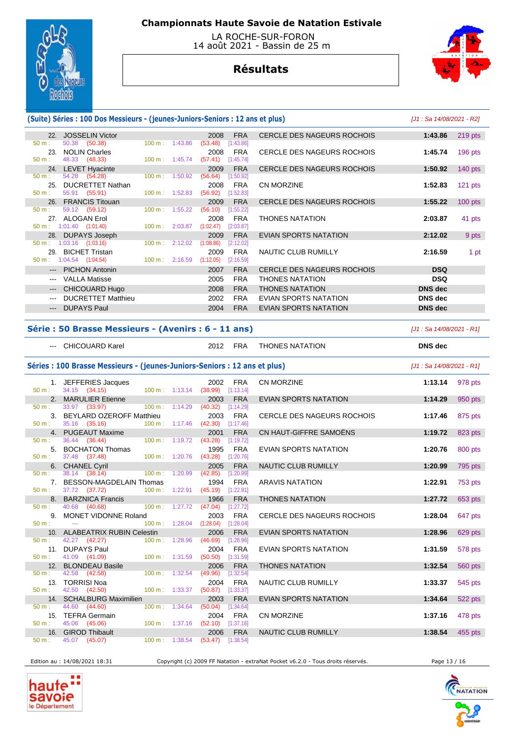# Championnats Haute Savoie de Natation Estivale

LA ROCHE-SUR-FORON
14 août 2021 - Bassin de 25 m

## Résultats

### (Suite) Séries : 100 Dos Messieurs - (jeunes-Juniors-Seniors : 12 ans et plus)

*[J1 : Sa 14/08/2021 - R2]*

| Place | Nom | Année | Nat. | Club | Temps | Points |
|---|---|---|---|---|---|---|
| 22. | JOSSELIN Victor | 2008 | FRA | CERCLE DES NAGEURS ROCHOIS | **1:43.86** | 219 pts |
| | 50 m : 50.38 (50.38) — 100 m : 1:43.86 (53.48) [1:43.86] | | | | | |
| 23. | NOLIN Charles | 2008 | FRA | CERCLE DES NAGEURS ROCHOIS | **1:45.74** | 196 pts |
| | 50 m : 48.33 (48.33) — 100 m : 1:45.74 (57.41) [1:45.74] | | | | | |
| 24. | LEVET Hyacinte | 2009 | FRA | CERCLE DES NAGEURS ROCHOIS | **1:50.92** | 140 pts |
| | 50 m : 54.28 (54.28) — 100 m : 1:50.92 (56.64) [1:50.92] | | | | | |
| 25. | DUCRETTET Nathan | 2008 | FRA | CN MORZINE | **1:52.83** | 121 pts |
| | 50 m : 55.91 (55.91) — 100 m : 1:52.83 (56.92) [1:52.83] | | | | | |
| 26. | FRANCIS Titouan | 2009 | FRA | CERCLE DES NAGEURS ROCHOIS | **1:55.22** | 100 pts |
| | 50 m : 59.12 (59.12) — 100 m : 1:55.22 (56.10) [1:55.22] | | | | | |
| 27. | ALOGAN Erol | 2008 | FRA | THONES NATATION | **2:03.87** | 41 pts |
| | 50 m : 1:01.40 (1:01.40) — 100 m : 2:03.87 (1:02.47) [2:03.87] | | | | | |
| 28. | DUPAYS Joseph | 2009 | FRA | EVIAN SPORTS NATATION | **2:12.02** | 9 pts |
| | 50 m : 1:03.16 (1:03.16) — 100 m : 2:12.02 (1:08.86) [2:12.02] | | | | | |
| 29. | BICHET Tristan | 2009 | FRA | NAUTIC CLUB RUMILLY | **2:16.59** | 1 pt |
| | 50 m : 1:04.54 (1:04.54) — 100 m : 2:16.59 (1:12.05) [2:16.59] | | | | | |
| --- | PICHON Antonin | 2007 | FRA | CERCLE DES NAGEURS ROCHOIS | **DSQ** | |
| --- | VALLA Matisse | 2005 | FRA | THONES NATATION | **DSQ** | |
| --- | CHICOUARD Hugo | 2008 | FRA | THONES NATATION | **DNS dec** | |
| --- | DUCRETTET Matthieu | 2002 | FRA | EVIAN SPORTS NATATION | **DNS dec** | |
| --- | DUPAYS Paul | 2004 | FRA | EVIAN SPORTS NATATION | **DNS dec** | |

### Série : 50 Brasse Messieurs - (Avenirs : 6 - 11 ans)

*[J1 : Sa 14/08/2021 - R1]*

| Place | Nom | Année | Nat. | Club | Temps |
|---|---|---|---|---|---|
| --- | CHICOUARD Karel | 2012 | FRA | THONES NATATION | **DNS dec** |

### Séries : 100 Brasse Messieurs - (jeunes-Juniors-Seniors : 12 ans et plus)

*[J1 : Sa 14/08/2021 - R1]*

| Place | Nom | Année | Nat. | Club | Temps | Points |
|---|---|---|---|---|---|---|
| 1. | JEFFERIES Jacques | 2002 | FRA | CN MORZINE | **1:13.14** | 978 pts |
| | 50 m : 34.15 (34.15) — 100 m : 1:13.14 (38.99) [1:13.14] | | | | | |
| 2. | MARULIER Etienne | 2003 | FRA | EVIAN SPORTS NATATION | **1:14.29** | 950 pts |
| | 50 m : 33.97 (33.97) — 100 m : 1:14.29 (40.32) [1:14.29] | | | | | |
| 3. | BEYLARD OZEROFF Matthieu | 2003 | FRA | CERCLE DES NAGEURS ROCHOIS | **1:17.46** | 875 pts |
| | 50 m : 35.16 (35.16) — 100 m : 1:17.46 (42.30) [1:17.46] | | | | | |
| 4. | PUGEAUT Maxime | 2001 | FRA | CN HAUT-GIFFRE SAMOËNS | **1:19.72** | 823 pts |
| | 50 m : 36.44 (36.44) — 100 m : 1:19.72 (43.28) [1:19.72] | | | | | |
| 5. | BOCHATON Thomas | 1995 | FRA | EVIAN SPORTS NATATION | **1:20.76** | 800 pts |
| | 50 m : 37.48 (37.48) — 100 m : 1:20.76 (43.28) [1:20.76] | | | | | |
| 6. | CHANEL Cyril | 2005 | FRA | NAUTIC CLUB RUMILLY | **1:20.99** | 795 pts |
| | 50 m : 38.14 (38.14) — 100 m : 1:20.99 (42.85) [1:20.99] | | | | | |
| 7. | BESSON-MAGDELAIN Thomas | 1994 | FRA | ARAVIS NATATION | **1:22.91** | 753 pts |
| | 50 m : 37.72 (37.72) — 100 m : 1:22.91 (45.19) [1:22.91] | | | | | |
| 8. | BARZNICA Francis | 1966 | FRA | THONES NATATION | **1:27.72** | 653 pts |
| | 50 m : 40.68 (40.68) — 100 m : 1:27.72 (47.04) [1:27.72] | | | | | |
| 9. | MONET VIDONNE Roland | 2003 | FRA | CERCLE DES NAGEURS ROCHOIS | **1:28.04** | 647 pts |
| | 50 m : --- — 100 m : 1:28.04 (1:28.04) [1:28.04] | | | | | |
| 10. | ALABEATRIX RUBIN Celestin | 2006 | FRA | EVIAN SPORTS NATATION | **1:28.96** | 629 pts |
| | 50 m : 42.27 (42.27) — 100 m : 1:28.96 (46.69) [1:28.96] | | | | | |
| 11. | DUPAYS Paul | 2004 | FRA | EVIAN SPORTS NATATION | **1:31.59** | 578 pts |
| | 50 m : 41.09 (41.09) — 100 m : 1:31.59 (50.50) [1:31.59] | | | | | |
| 12. | BLONDEAU Basile | 2006 | FRA | THONES NATATION | **1:32.54** | 560 pts |
| | 50 m : 42.58 (42.58) — 100 m : 1:32.54 (49.96) [1:32.54] | | | | | |
| 13. | TORRISI Noa | 2004 | FRA | NAUTIC CLUB RUMILLY | **1:33.37** | 545 pts |
| | 50 m : 42.50 (42.50) — 100 m : 1:33.37 (50.87) [1:33.37] | | | | | |
| 14. | SCHALBURG Maximilien | 2003 | FRA | EVIAN SPORTS NATATION | **1:34.64** | 522 pts |
| | 50 m : 44.60 (44.60) — 100 m : 1:34.64 (50.04) [1:34.64] | | | | | |
| 15. | TEFRA Germain | 2004 | FRA | CN MORZINE | **1:37.16** | 478 pts |
| | 50 m : 45.06 (45.06) — 100 m : 1:37.16 (52.10) [1:37.16] | | | | | |
| 16. | GIROD Thibault | 2006 | FRA | NAUTIC CLUB RUMILLY | **1:38.54** | 455 pts |
| | 50 m : 45.07 (45.07) — 100 m : 1:38.54 (53.47) [1:38.54] | | | | | |

Edition au : 14/08/2021 18:31 — Copyright (c) 2009 FF Natation - extraNat Pocket v6.2.0 - Tous droits réservés.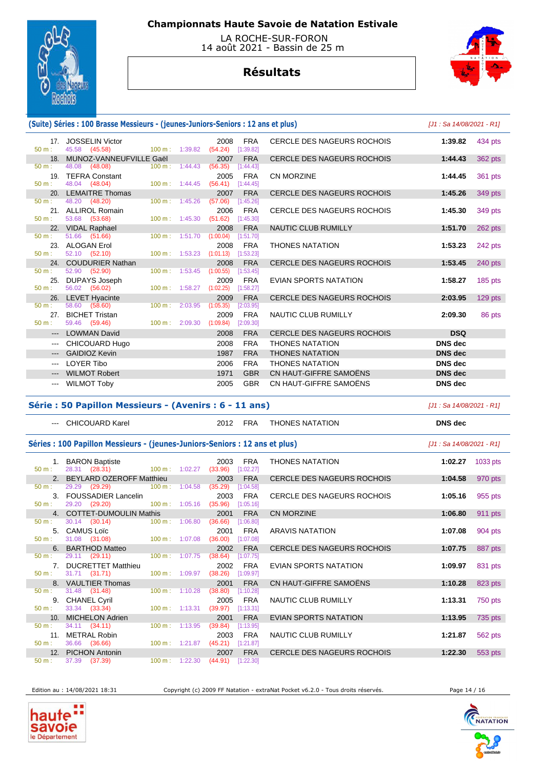# Championnats Haute Savoie de Natation Estivale

LA ROCHE-SUR-FORON
14 août 2021 - Bassin de 25 m

## Résultats

### (Suite) Séries : 100 Brasse Messieurs - (jeunes-Juniors-Seniors : 12 ans et plus)

*[J1 : Sa 14/08/2021 - R1]*

| Rang | Nom | Année | Nat. | Club | Temps | Points |
|---|---|---|---|---|---|---|
| 17. | JOSSELIN Victor | 2008 | FRA | CERCLE DES NAGEURS ROCHOIS | 1:39.82 | 434 pts |
| | 50 m : 45.58 (45.58) — 100 m : 1:39.82 (54.24) [1:39.82] | | | | | |
| 18. | MUNOZ-VANNEUFVILLE Gaël | 2007 | FRA | CERCLE DES NAGEURS ROCHOIS | 1:44.43 | 362 pts |
| | 50 m : 48.08 (48.08) — 100 m : 1:44.43 (56.35) [1:44.43] | | | | | |
| 19. | TEFRA Constant | 2005 | FRA | CN MORZINE | 1:44.45 | 361 pts |
| | 50 m : 48.04 (48.04) — 100 m : 1:44.45 (56.41) [1:44.45] | | | | | |
| 20. | LEMAITRE Thomas | 2007 | FRA | CERCLE DES NAGEURS ROCHOIS | 1:45.26 | 349 pts |
| | 50 m : 48.20 (48.20) — 100 m : 1:45.26 (57.06) [1:45.26] | | | | | |
| 21. | ALLIROL Romain | 2006 | FRA | CERCLE DES NAGEURS ROCHOIS | 1:45.30 | 349 pts |
| | 50 m : 53.68 (53.68) — 100 m : 1:45.30 (51.62) [1:45.30] | | | | | |
| 22. | VIDAL Raphael | 2008 | FRA | NAUTIC CLUB RUMILLY | 1:51.70 | 262 pts |
| | 50 m : 51.66 (51.66) — 100 m : 1:51.70 (1:00.04) [1:51.70] | | | | | |
| 23. | ALOGAN Erol | 2008 | FRA | THONES NATATION | 1:53.23 | 242 pts |
| | 50 m : 52.10 (52.10) — 100 m : 1:53.23 (1:01.13) [1:53.23] | | | | | |
| 24. | COUDURIER Nathan | 2008 | FRA | CERCLE DES NAGEURS ROCHOIS | 1:53.45 | 240 pts |
| | 50 m : 52.90 (52.90) — 100 m : 1:53.45 (1:00.55) [1:53.45] | | | | | |
| 25. | DUPAYS Joseph | 2009 | FRA | EVIAN SPORTS NATATION | 1:58.27 | 185 pts |
| | 50 m : 56.02 (56.02) — 100 m : 1:58.27 (1:02.25) [1:58.27] | | | | | |
| 26. | LEVET Hyacinte | 2009 | FRA | CERCLE DES NAGEURS ROCHOIS | 2:03.95 | 129 pts |
| | 50 m : 58.60 (58.60) — 100 m : 2:03.95 (1:05.35) [2:03.95] | | | | | |
| 27. | BICHET Tristan | 2009 | FRA | NAUTIC CLUB RUMILLY | 2:09.30 | 86 pts |
| | 50 m : 59.46 (59.46) — 100 m : 2:09.30 (1:09.84) [2:09.30] | | | | | |
| --- | LOWMAN David | 2008 | FRA | CERCLE DES NAGEURS ROCHOIS | DSQ | |
| --- | CHICOUARD Hugo | 2008 | FRA | THONES NATATION | DNS dec | |
| --- | GAIDIOZ Kevin | 1987 | FRA | THONES NATATION | DNS dec | |
| --- | LOYER Tibo | 2006 | FRA | THONES NATATION | DNS dec | |
| --- | WILMOT Robert | 1971 | GBR | CN HAUT-GIFFRE SAMOËNS | DNS dec | |
| --- | WILMOT Toby | 2005 | GBR | CN HAUT-GIFFRE SAMOËNS | DNS dec | |

### Série : 50 Papillon Messieurs - (Avenirs : 6 - 11 ans)

*[J1 : Sa 14/08/2021 - R1]*

| Rang | Nom | Année | Nat. | Club | Temps |
|---|---|---|---|---|---|
| --- | CHICOUARD Karel | 2012 | FRA | THONES NATATION | DNS dec |

### Séries : 100 Papillon Messieurs - (jeunes-Juniors-Seniors : 12 ans et plus)

*[J1 : Sa 14/08/2021 - R1]*

| Rang | Nom | Année | Nat. | Club | Temps | Points |
|---|---|---|---|---|---|---|
| 1. | BARON Baptiste | 2003 | FRA | THONES NATATION | 1:02.27 | 1033 pts |
| | 50 m : 28.31 (28.31) — 100 m : 1:02.27 (33.96) [1:02.27] | | | | | |
| 2. | BEYLARD OZEROFF Matthieu | 2003 | FRA | CERCLE DES NAGEURS ROCHOIS | 1:04.58 | 970 pts |
| | 50 m : 29.29 (29.29) — 100 m : 1:04.58 (35.29) [1:04.58] | | | | | |
| 3. | FOUSSADIER Lancelin | 2003 | FRA | CERCLE DES NAGEURS ROCHOIS | 1:05.16 | 955 pts |
| | 50 m : 29.20 (29.20) — 100 m : 1:05.16 (35.96) [1:05.16] | | | | | |
| 4. | COTTET-DUMOULIN Mathis | 2001 | FRA | CN MORZINE | 1:06.80 | 911 pts |
| | 50 m : 30.14 (30.14) — 100 m : 1:06.80 (36.66) [1:06.80] | | | | | |
| 5. | CAMUS Loïc | 2001 | FRA | ARAVIS NATATION | 1:07.08 | 904 pts |
| | 50 m : 31.08 (31.08) — 100 m : 1:07.08 (36.00) [1:07.08] | | | | | |
| 6. | BARTHOD Matteo | 2002 | FRA | CERCLE DES NAGEURS ROCHOIS | 1:07.75 | 887 pts |
| | 50 m : 29.11 (29.11) — 100 m : 1:07.75 (38.64) [1:07.75] | | | | | |
| 7. | DUCRETTET Matthieu | 2002 | FRA | EVIAN SPORTS NATATION | 1:09.97 | 831 pts |
| | 50 m : 31.71 (31.71) — 100 m : 1:09.97 (38.26) [1:09.97] | | | | | |
| 8. | VAULTIER Thomas | 2001 | FRA | CN HAUT-GIFFRE SAMOËNS | 1:10.28 | 823 pts |
| | 50 m : 31.48 (31.48) — 100 m : 1:10.28 (38.80) [1:10.28] | | | | | |
| 9. | CHANEL Cyril | 2005 | FRA | NAUTIC CLUB RUMILLY | 1:13.31 | 750 pts |
| | 50 m : 33.34 (33.34) — 100 m : 1:13.31 (39.97) [1:13.31] | | | | | |
| 10. | MICHELON Adrien | 2001 | FRA | EVIAN SPORTS NATATION | 1:13.95 | 735 pts |
| | 50 m : 34.11 (34.11) — 100 m : 1:13.95 (39.84) [1:13.95] | | | | | |
| 11. | METRAL Robin | 2003 | FRA | NAUTIC CLUB RUMILLY | 1:21.87 | 562 pts |
| | 50 m : 36.66 (36.66) — 100 m : 1:21.87 (45.21) [1:21.87] | | | | | |
| 12. | PICHON Antonin | 2007 | FRA | CERCLE DES NAGEURS ROCHOIS | 1:22.30 | 553 pts |
| | 50 m : 37.39 (37.39) — 100 m : 1:22.30 (44.91) [1:22.30] | | | | | |

Edition au : 14/08/2021 18:31 — Copyright (c) 2009 FF Natation - extraNat Pocket v6.2.0 - Tous droits réservés.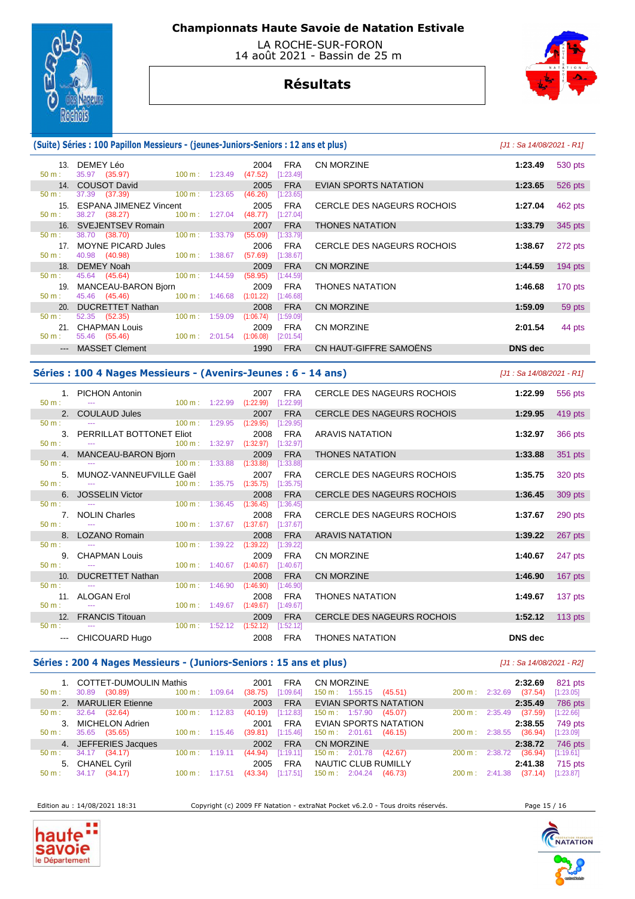# Championnats Haute Savoie de Natation Estivale

LA ROCHE-SUR-FORON
14 août 2021 - Bassin de 25 m

## Résultats

### (Suite) Séries : 100 Papillon Messieurs - (jeunes-Juniors-Seniors : 12 ans et plus)

*[J1 : Sa 14/08/2021 - R1]*

| Rang | Nom | Année | Nat. | Club | Temps | Points |
|---|---|---|---|---|---|---|
| 13. | DEMEY Léo | 2004 | FRA | CN MORZINE | 1:23.49 | 530 pts |
| | 50 m : 35.97 (35.97) — 100 m : 1:23.49 (47.52) [1:23.49] | | | | | |
| 14. | COUSOT David | 2005 | FRA | EVIAN SPORTS NATATION | 1:23.65 | 526 pts |
| | 50 m : 37.39 (37.39) — 100 m : 1:23.65 (46.26) [1:23.65] | | | | | |
| 15. | ESPANA JIMENEZ Vincent | 2005 | FRA | CERCLE DES NAGEURS ROCHOIS | 1:27.04 | 462 pts |
| | 50 m : 38.27 (38.27) — 100 m : 1:27.04 (48.77) [1:27.04] | | | | | |
| 16. | SVEJENTSEV Romain | 2007 | FRA | THONES NATATION | 1:33.79 | 345 pts |
| | 50 m : 38.70 (38.70) — 100 m : 1:33.79 (55.09) [1:33.79] | | | | | |
| 17. | MOYNE PICARD Jules | 2006 | FRA | CERCLE DES NAGEURS ROCHOIS | 1:38.67 | 272 pts |
| | 50 m : 40.98 (40.98) — 100 m : 1:38.67 (57.69) [1:38.67] | | | | | |
| 18. | DEMEY Noah | 2009 | FRA | CN MORZINE | 1:44.59 | 194 pts |
| | 50 m : 45.64 (45.64) — 100 m : 1:44.59 (58.95) [1:44.59] | | | | | |
| 19. | MANCEAU-BARON Bjorn | 2009 | FRA | THONES NATATION | 1:46.68 | 170 pts |
| | 50 m : 45.46 (45.46) — 100 m : 1:46.68 (1:01.22) [1:46.68] | | | | | |
| 20. | DUCRETTET Nathan | 2008 | FRA | CN MORZINE | 1:59.09 | 59 pts |
| | 50 m : 52.35 (52.35) — 100 m : 1:59.09 (1:06.74) [1:59.09] | | | | | |
| 21. | CHAPMAN Louis | 2009 | FRA | CN MORZINE | 2:01.54 | 44 pts |
| | 50 m : 55.46 (55.46) — 100 m : 2:01.54 (1:06.08) [2:01.54] | | | | | |
| --- | MASSET Clement | 1990 | FRA | CN HAUT-GIFFRE SAMOËNS | DNS dec | |

### Séries : 100 4 Nages Messieurs - (Avenirs-Jeunes : 6 - 14 ans)

*[J1 : Sa 14/08/2021 - R1]*

| Rang | Nom | Année | Nat. | Club | Temps | Points |
|---|---|---|---|---|---|---|
| 1. | PICHON Antonin | 2007 | FRA | CERCLE DES NAGEURS ROCHOIS | 1:22.99 | 556 pts |
| | 50 m : --- — 100 m : 1:22.99 (1:22.99) [1:22.99] | | | | | |
| 2. | COULAUD Jules | 2007 | FRA | CERCLE DES NAGEURS ROCHOIS | 1:29.95 | 419 pts |
| | 50 m : --- — 100 m : 1:29.95 (1:29.95) [1:29.95] | | | | | |
| 3. | PERRILLAT BOTTONET Eliot | 2008 | FRA | ARAVIS NATATION | 1:32.97 | 366 pts |
| | 50 m : --- — 100 m : 1:32.97 (1:32.97) [1:32.97] | | | | | |
| 4. | MANCEAU-BARON Bjorn | 2009 | FRA | THONES NATATION | 1:33.88 | 351 pts |
| | 50 m : --- — 100 m : 1:33.88 (1:33.88) [1:33.88] | | | | | |
| 5. | MUNOZ-VANNEUFVILLE Gaël | 2007 | FRA | CERCLE DES NAGEURS ROCHOIS | 1:35.75 | 320 pts |
| | 50 m : --- — 100 m : 1:35.75 (1:35.75) [1:35.75] | | | | | |
| 6. | JOSSELIN Victor | 2008 | FRA | CERCLE DES NAGEURS ROCHOIS | 1:36.45 | 309 pts |
| | 50 m : --- — 100 m : 1:36.45 (1:36.45) [1:36.45] | | | | | |
| 7. | NOLIN Charles | 2008 | FRA | CERCLE DES NAGEURS ROCHOIS | 1:37.67 | 290 pts |
| | 50 m : --- — 100 m : 1:37.67 (1:37.67) [1:37.67] | | | | | |
| 8. | LOZANO Romain | 2008 | FRA | ARAVIS NATATION | 1:39.22 | 267 pts |
| | 50 m : --- — 100 m : 1:39.22 (1:39.22) [1:39.22] | | | | | |
| 9. | CHAPMAN Louis | 2009 | FRA | CN MORZINE | 1:40.67 | 247 pts |
| | 50 m : --- — 100 m : 1:40.67 (1:40.67) [1:40.67] | | | | | |
| 10. | DUCRETTET Nathan | 2008 | FRA | CN MORZINE | 1:46.90 | 167 pts |
| | 50 m : --- — 100 m : 1:46.90 (1:46.90) [1:46.90] | | | | | |
| 11. | ALOGAN Erol | 2008 | FRA | THONES NATATION | 1:49.67 | 137 pts |
| | 50 m : --- — 100 m : 1:49.67 (1:49.67) [1:49.67] | | | | | |
| 12. | FRANCIS Titouan | 2009 | FRA | CERCLE DES NAGEURS ROCHOIS | 1:52.12 | 113 pts |
| | 50 m : --- — 100 m : 1:52.12 (1:52.12) [1:52.12] | | | | | |
| --- | CHICOUARD Hugo | 2008 | FRA | THONES NATATION | DNS dec | |

### Séries : 200 4 Nages Messieurs - (Juniors-Seniors : 15 ans et plus)

*[J1 : Sa 14/08/2021 - R2]*

| Rang | Nom | Année | Nat. | Club | Temps | Points |
|---|---|---|---|---|---|---|
| 1. | COTTET-DUMOULIN Mathis | 2001 | FRA | CN MORZINE | 2:32.69 | 821 pts |
| | 50 m : 30.89 (30.89) — 100 m : 1:09.64 (38.75) [1:09.64] — 150 m : 1:55.15 (45.51) — 200 m : 2:32.69 (37.54) [1:23.05] | | | | | |
| 2. | MARULIER Etienne | 2003 | FRA | EVIAN SPORTS NATATION | 2:35.49 | 786 pts |
| | 50 m : 32.64 (32.64) — 100 m : 1:12.83 (40.19) [1:12.83] — 150 m : 1:57.90 (45.07) — 200 m : 2:35.49 (37.59) [1:22.66] | | | | | |
| 3. | MICHELON Adrien | 2001 | FRA | EVIAN SPORTS NATATION | 2:38.55 | 749 pts |
| | 50 m : 35.65 (35.65) — 100 m : 1:15.46 (39.81) [1:15.46] — 150 m : 2:01.61 (46.15) — 200 m : 2:38.55 (36.94) [1:23.09] | | | | | |
| 4. | JEFFERIES Jacques | 2002 | FRA | CN MORZINE | 2:38.72 | 746 pts |
| | 50 m : 34.17 (34.17) — 100 m : 1:19.11 (44.94) [1:19.11] — 150 m : 2:01.78 (42.67) — 200 m : 2:38.72 (36.94) [1:19.61] | | | | | |
| 5. | CHANEL Cyril | 2005 | FRA | NAUTIC CLUB RUMILLY | 2:41.38 | 715 pts |
| | 50 m : 34.17 (34.17) — 100 m : 1:17.51 (43.34) [1:17.51] — 150 m : 2:04.24 (46.73) — 200 m : 2:41.38 (37.14) [1:23.87] | | | | | |

Edition au : 14/08/2021 18:31 — Copyright (c) 2009 FF Natation - extraNat Pocket v6.2.0 - Tous droits réservés.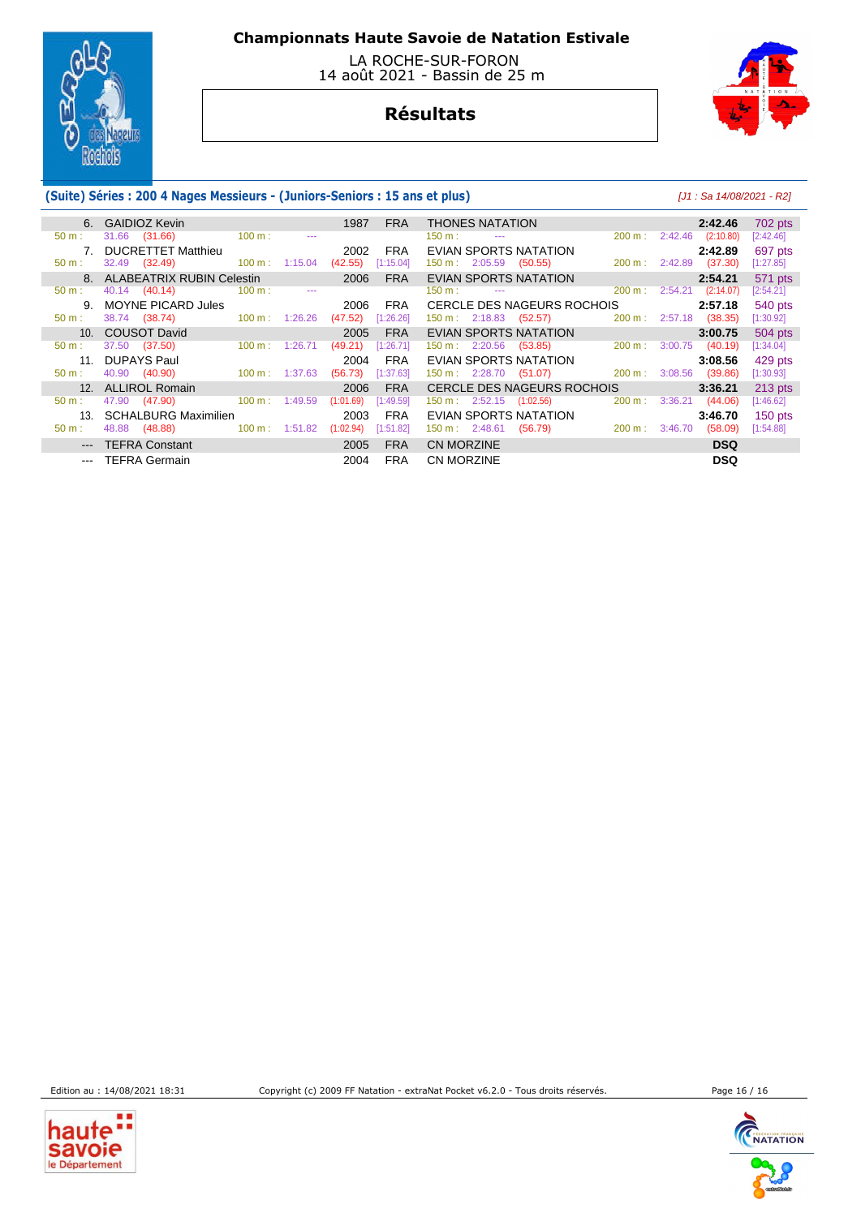# Championnats Haute Savoie de Natation Estivale

LA ROCHE-SUR-FORON
14 août 2021 - Bassin de 25 m

## Résultats

### (Suite) Séries : 200 4 Nages Messieurs - (Juniors-Seniors : 15 ans et plus)

*[J1 : Sa 14/08/2021 - R2]*

| | | | | | | | | | | | | | | | | | | | |
|---|---|---|---|---|---|---|---|---|---|---|---|---|---|---|---|---|---|---|---|
| 6. | GAIDIOZ Kevin | | | | | | 1987 | FRA | THONES NATATION | | | | | | | | 2:42.46 | | 702 pts |
| 50 m : | 31.66 | (31.66) | 100 m : | --- | | | | | 150 m : | --- | | | 200 m : | 2:42.46 | | | | (2:10.80) | [2:42.46] |
| 7. | DUCRETTET Matthieu | | | | | | 2002 | FRA | EVIAN SPORTS NATATION | | | | | | | | 2:42.89 | | 697 pts |
| 50 m : | 32.49 | (32.49) | 100 m : | 1:15.04 | (42.55) | [1:15.04] | | | 150 m : | 2:05.59 | (50.55) | | 200 m : | 2:42.89 | | | | (37.30) | [1:27.85] |
| 8. | ALABEATRIX RUBIN Celestin | | | | | | 2006 | FRA | EVIAN SPORTS NATATION | | | | | | | | 2:54.21 | | 571 pts |
| 50 m : | 40.14 | (40.14) | 100 m : | --- | | | | | 150 m : | --- | | | 200 m : | 2:54.21 | | | | (2:14.07) | [2:54.21] |
| 9. | MOYNE PICARD Jules | | | | | | 2006 | FRA | CERCLE DES NAGEURS ROCHOIS | | | | | | | | 2:57.18 | | 540 pts |
| 50 m : | 38.74 | (38.74) | 100 m : | 1:26.26 | (47.52) | [1:26.26] | | | 150 m : | 2:18.83 | (52.57) | | 200 m : | 2:57.18 | | | | (38.35) | [1:30.92] |
| 10. | COUSOT David | | | | | | 2005 | FRA | EVIAN SPORTS NATATION | | | | | | | | 3:00.75 | | 504 pts |
| 50 m : | 37.50 | (37.50) | 100 m : | 1:26.71 | (49.21) | [1:26.71] | | | 150 m : | 2:20.56 | (53.85) | | 200 m : | 3:00.75 | | | | (40.19) | [1:34.04] |
| 11. | DUPAYS Paul | | | | | | 2004 | FRA | EVIAN SPORTS NATATION | | | | | | | | 3:08.56 | | 429 pts |
| 50 m : | 40.90 | (40.90) | 100 m : | 1:37.63 | (56.73) | [1:37.63] | | | 150 m : | 2:28.70 | (51.07) | | 200 m : | 3:08.56 | | | | (39.86) | [1:30.93] |
| 12. | ALLIROL Romain | | | | | | 2006 | FRA | CERCLE DES NAGEURS ROCHOIS | | | | | | | | 3:36.21 | | 213 pts |
| 50 m : | 47.90 | (47.90) | 100 m : | 1:49.59 | (1:01.69) | [1:49.59] | | | 150 m : | 2:52.15 | (1:02.56) | | 200 m : | 3:36.21 | | | | (44.06) | [1:46.62] |
| 13. | SCHALBURG Maximilien | | | | | | 2003 | FRA | EVIAN SPORTS NATATION | | | | | | | | 3:46.70 | | 150 pts |
| 50 m : | 48.88 | (48.88) | 100 m : | 1:51.82 | (1:02.94) | [1:51.82] | | | 150 m : | 2:48.61 | (56.79) | | 200 m : | 3:46.70 | | | | (58.09) | [1:54.88] |
| --- | TEFRA Constant | | | | | | 2005 | FRA | CN MORZINE | | | | | | | | DSQ | | |
| --- | TEFRA Germain | | | | | | 2004 | FRA | CN MORZINE | | | | | | | | DSQ | | |

Edition au : 14/08/2021 18:31 Copyright (c) 2009 FF Natation - extraNat Pocket v6.2.0 - Tous droits réservés.